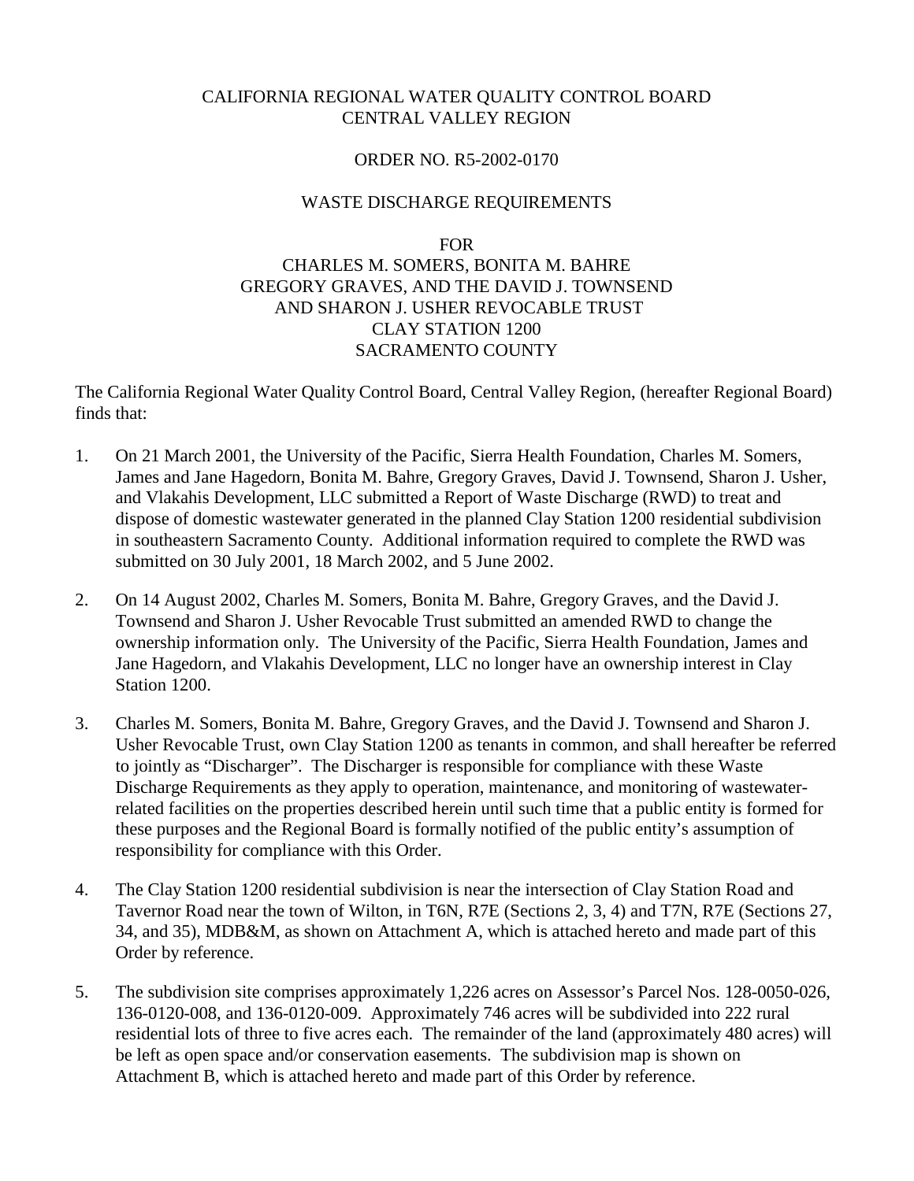CALIFORNIA REGIONAL WATER QUALITY CONTROL BOARD
CENTRAL VALLEY REGION

ORDER NO. R5-2002-0170

WASTE DISCHARGE REQUIREMENTS

FOR
CHARLES M. SOMERS, BONITA M. BAHRE
GREGORY GRAVES, AND THE DAVID J. TOWNSEND
AND SHARON J. USHER REVOCABLE TRUST
CLAY STATION 1200
SACRAMENTO COUNTY

The California Regional Water Quality Control Board, Central Valley Region, (hereafter Regional Board) finds that:

1. On 21 March 2001, the University of the Pacific, Sierra Health Foundation, Charles M. Somers, James and Jane Hagedorn, Bonita M. Bahre, Gregory Graves, David J. Townsend, Sharon J. Usher, and Vlakahis Development, LLC submitted a Report of Waste Discharge (RWD) to treat and dispose of domestic wastewater generated in the planned Clay Station 1200 residential subdivision in southeastern Sacramento County. Additional information required to complete the RWD was submitted on 30 July 2001, 18 March 2002, and 5 June 2002.

2. On 14 August 2002, Charles M. Somers, Bonita M. Bahre, Gregory Graves, and the David J. Townsend and Sharon J. Usher Revocable Trust submitted an amended RWD to change the ownership information only. The University of the Pacific, Sierra Health Foundation, James and Jane Hagedorn, and Vlakahis Development, LLC no longer have an ownership interest in Clay Station 1200.

3. Charles M. Somers, Bonita M. Bahre, Gregory Graves, and the David J. Townsend and Sharon J. Usher Revocable Trust, own Clay Station 1200 as tenants in common, and shall hereafter be referred to jointly as "Discharger". The Discharger is responsible for compliance with these Waste Discharge Requirements as they apply to operation, maintenance, and monitoring of wastewater-related facilities on the properties described herein until such time that a public entity is formed for these purposes and the Regional Board is formally notified of the public entity's assumption of responsibility for compliance with this Order.

4. The Clay Station 1200 residential subdivision is near the intersection of Clay Station Road and Tavernor Road near the town of Wilton, in T6N, R7E (Sections 2, 3, 4) and T7N, R7E (Sections 27, 34, and 35), MDB&M, as shown on Attachment A, which is attached hereto and made part of this Order by reference.

5. The subdivision site comprises approximately 1,226 acres on Assessor's Parcel Nos. 128-0050-026, 136-0120-008, and 136-0120-009. Approximately 746 acres will be subdivided into 222 rural residential lots of three to five acres each. The remainder of the land (approximately 480 acres) will be left as open space and/or conservation easements. The subdivision map is shown on Attachment B, which is attached hereto and made part of this Order by reference.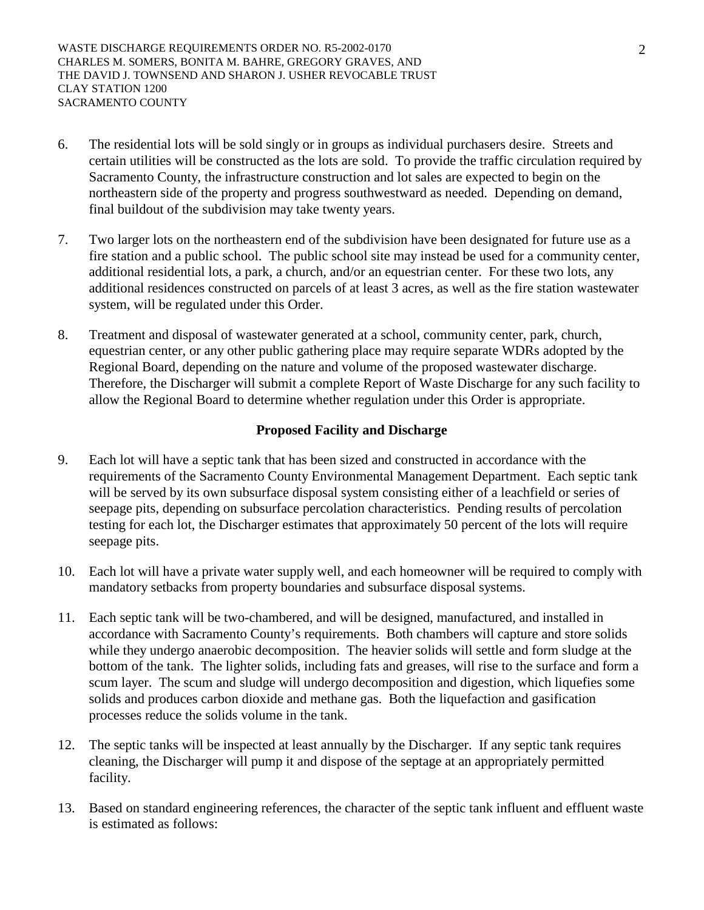6. The residential lots will be sold singly or in groups as individual purchasers desire. Streets and certain utilities will be constructed as the lots are sold. To provide the traffic circulation required by Sacramento County, the infrastructure construction and lot sales are expected to begin on the northeastern side of the property and progress southwestward as needed. Depending on demand, final buildout of the subdivision may take twenty years.

7. Two larger lots on the northeastern end of the subdivision have been designated for future use as a fire station and a public school. The public school site may instead be used for a community center, additional residential lots, a park, a church, and/or an equestrian center. For these two lots, any additional residences constructed on parcels of at least 3 acres, as well as the fire station wastewater system, will be regulated under this Order.

8. Treatment and disposal of wastewater generated at a school, community center, park, church, equestrian center, or any other public gathering place may require separate WDRs adopted by the Regional Board, depending on the nature and volume of the proposed wastewater discharge. Therefore, the Discharger will submit a complete Report of Waste Discharge for any such facility to allow the Regional Board to determine whether regulation under this Order is appropriate.

**Proposed Facility and Discharge**

9. Each lot will have a septic tank that has been sized and constructed in accordance with the requirements of the Sacramento County Environmental Management Department. Each septic tank will be served by its own subsurface disposal system consisting either of a leachfield or series of seepage pits, depending on subsurface percolation characteristics. Pending results of percolation testing for each lot, the Discharger estimates that approximately 50 percent of the lots will require seepage pits.

10. Each lot will have a private water supply well, and each homeowner will be required to comply with mandatory setbacks from property boundaries and subsurface disposal systems.

11. Each septic tank will be two-chambered, and will be designed, manufactured, and installed in accordance with Sacramento County's requirements. Both chambers will capture and store solids while they undergo anaerobic decomposition. The heavier solids will settle and form sludge at the bottom of the tank. The lighter solids, including fats and greases, will rise to the surface and form a scum layer. The scum and sludge will undergo decomposition and digestion, which liquefies some solids and produces carbon dioxide and methane gas. Both the liquefaction and gasification processes reduce the solids volume in the tank.

12. The septic tanks will be inspected at least annually by the Discharger. If any septic tank requires cleaning, the Discharger will pump it and dispose of the septage at an appropriately permitted facility.

13. Based on standard engineering references, the character of the septic tank influent and effluent waste is estimated as follows: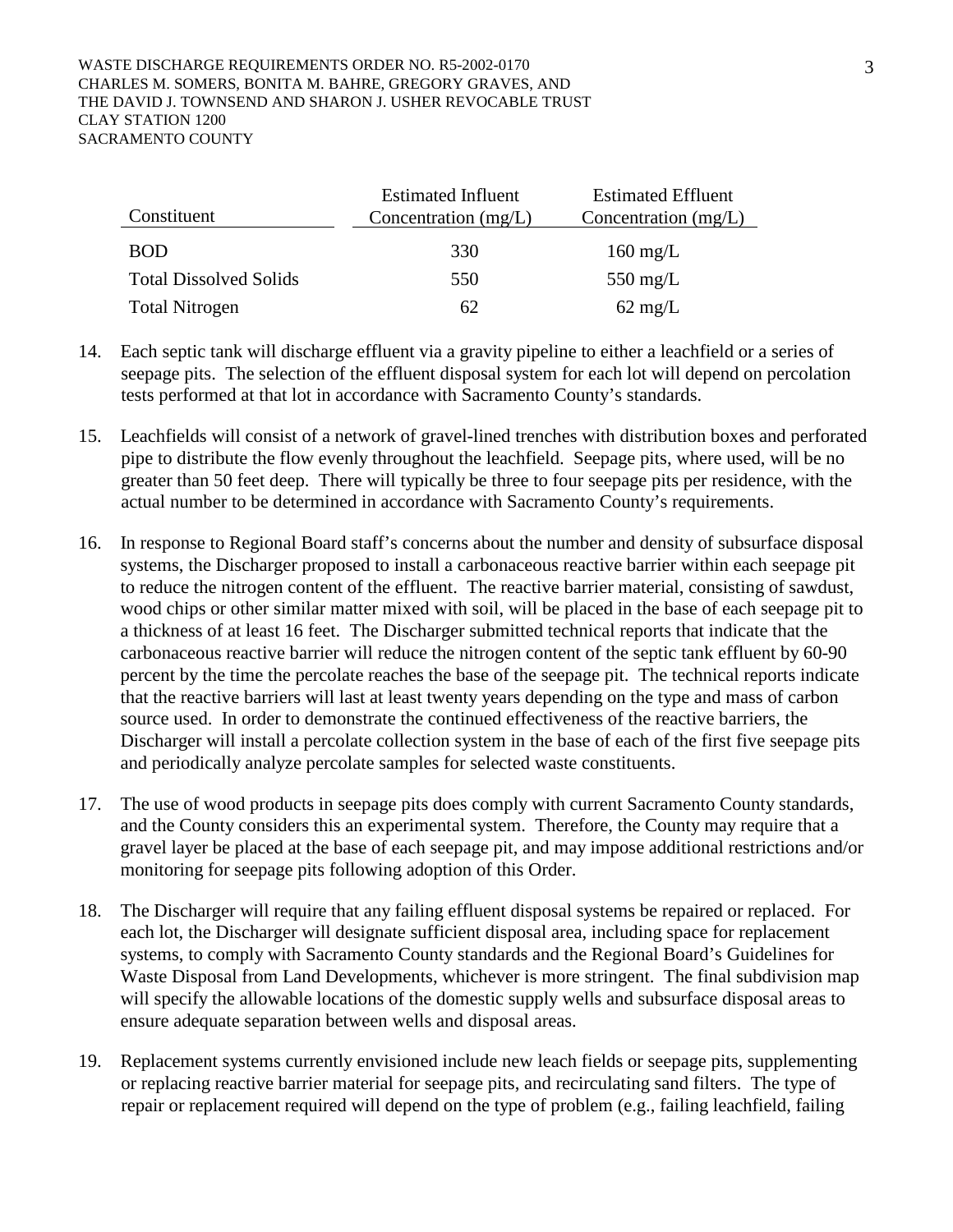| Constituent | Estimated Influent Concentration (mg/L) | Estimated Effluent Concentration (mg/L) |
|---|---|---|
| BOD | 330 | 160 mg/L |
| Total Dissolved Solids | 550 | 550 mg/L |
| Total Nitrogen | 62 | 62 mg/L |

14. Each septic tank will discharge effluent via a gravity pipeline to either a leachfield or a series of seepage pits. The selection of the effluent disposal system for each lot will depend on percolation tests performed at that lot in accordance with Sacramento County's standards.

15. Leachfields will consist of a network of gravel-lined trenches with distribution boxes and perforated pipe to distribute the flow evenly throughout the leachfield. Seepage pits, where used, will be no greater than 50 feet deep. There will typically be three to four seepage pits per residence, with the actual number to be determined in accordance with Sacramento County's requirements.

16. In response to Regional Board staff's concerns about the number and density of subsurface disposal systems, the Discharger proposed to install a carbonaceous reactive barrier within each seepage pit to reduce the nitrogen content of the effluent. The reactive barrier material, consisting of sawdust, wood chips or other similar matter mixed with soil, will be placed in the base of each seepage pit to a thickness of at least 16 feet. The Discharger submitted technical reports that indicate that the carbonaceous reactive barrier will reduce the nitrogen content of the septic tank effluent by 60-90 percent by the time the percolate reaches the base of the seepage pit. The technical reports indicate that the reactive barriers will last at least twenty years depending on the type and mass of carbon source used. In order to demonstrate the continued effectiveness of the reactive barriers, the Discharger will install a percolate collection system in the base of each of the first five seepage pits and periodically analyze percolate samples for selected waste constituents.

17. The use of wood products in seepage pits does comply with current Sacramento County standards, and the County considers this an experimental system. Therefore, the County may require that a gravel layer be placed at the base of each seepage pit, and may impose additional restrictions and/or monitoring for seepage pits following adoption of this Order.

18. The Discharger will require that any failing effluent disposal systems be repaired or replaced. For each lot, the Discharger will designate sufficient disposal area, including space for replacement systems, to comply with Sacramento County standards and the Regional Board's Guidelines for Waste Disposal from Land Developments, whichever is more stringent. The final subdivision map will specify the allowable locations of the domestic supply wells and subsurface disposal areas to ensure adequate separation between wells and disposal areas.

19. Replacement systems currently envisioned include new leach fields or seepage pits, supplementing or replacing reactive barrier material for seepage pits, and recirculating sand filters. The type of repair or replacement required will depend on the type of problem (e.g., failing leachfield, failing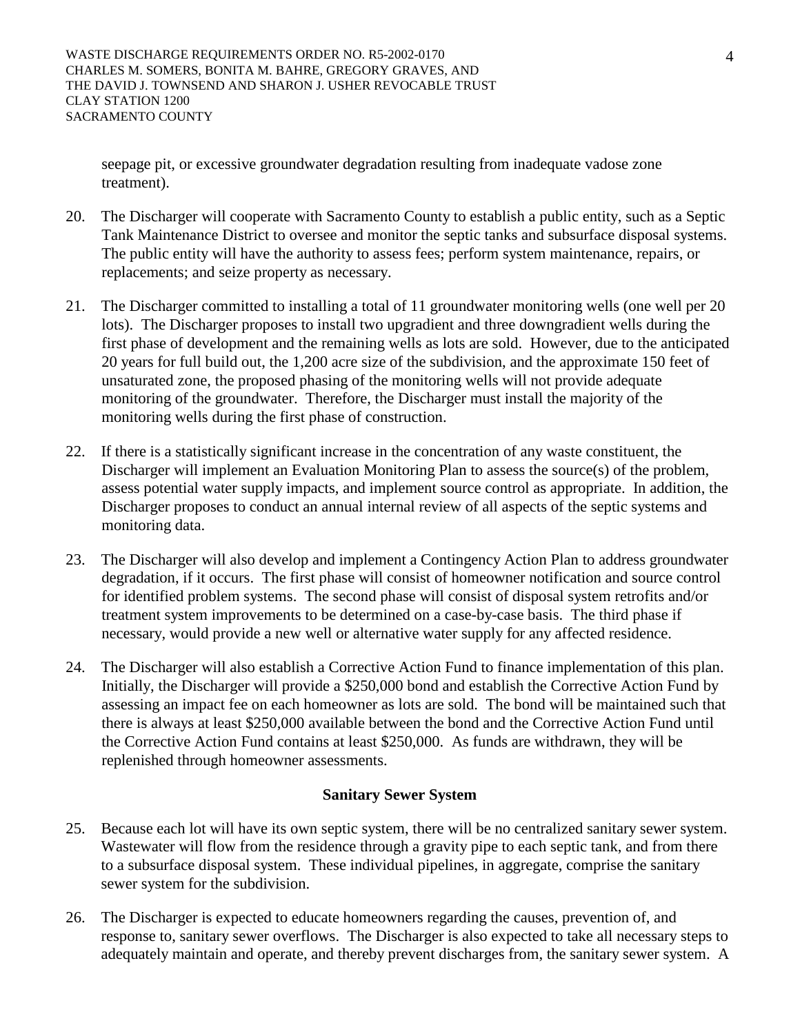seepage pit, or excessive groundwater degradation resulting from inadequate vadose zone treatment).

20. The Discharger will cooperate with Sacramento County to establish a public entity, such as a Septic Tank Maintenance District to oversee and monitor the septic tanks and subsurface disposal systems. The public entity will have the authority to assess fees; perform system maintenance, repairs, or replacements; and seize property as necessary.

21. The Discharger committed to installing a total of 11 groundwater monitoring wells (one well per 20 lots). The Discharger proposes to install two upgradient and three downgradient wells during the first phase of development and the remaining wells as lots are sold. However, due to the anticipated 20 years for full build out, the 1,200 acre size of the subdivision, and the approximate 150 feet of unsaturated zone, the proposed phasing of the monitoring wells will not provide adequate monitoring of the groundwater. Therefore, the Discharger must install the majority of the monitoring wells during the first phase of construction.

22. If there is a statistically significant increase in the concentration of any waste constituent, the Discharger will implement an Evaluation Monitoring Plan to assess the source(s) of the problem, assess potential water supply impacts, and implement source control as appropriate. In addition, the Discharger proposes to conduct an annual internal review of all aspects of the septic systems and monitoring data.

23. The Discharger will also develop and implement a Contingency Action Plan to address groundwater degradation, if it occurs. The first phase will consist of homeowner notification and source control for identified problem systems. The second phase will consist of disposal system retrofits and/or treatment system improvements to be determined on a case-by-case basis. The third phase if necessary, would provide a new well or alternative water supply for any affected residence.

24. The Discharger will also establish a Corrective Action Fund to finance implementation of this plan. Initially, the Discharger will provide a $250,000 bond and establish the Corrective Action Fund by assessing an impact fee on each homeowner as lots are sold. The bond will be maintained such that there is always at least $250,000 available between the bond and the Corrective Action Fund until the Corrective Action Fund contains at least $250,000. As funds are withdrawn, they will be replenished through homeowner assessments.

**Sanitary Sewer System**

25. Because each lot will have its own septic system, there will be no centralized sanitary sewer system. Wastewater will flow from the residence through a gravity pipe to each septic tank, and from there to a subsurface disposal system. These individual pipelines, in aggregate, comprise the sanitary sewer system for the subdivision.

26. The Discharger is expected to educate homeowners regarding the causes, prevention of, and response to, sanitary sewer overflows. The Discharger is also expected to take all necessary steps to adequately maintain and operate, and thereby prevent discharges from, the sanitary sewer system. A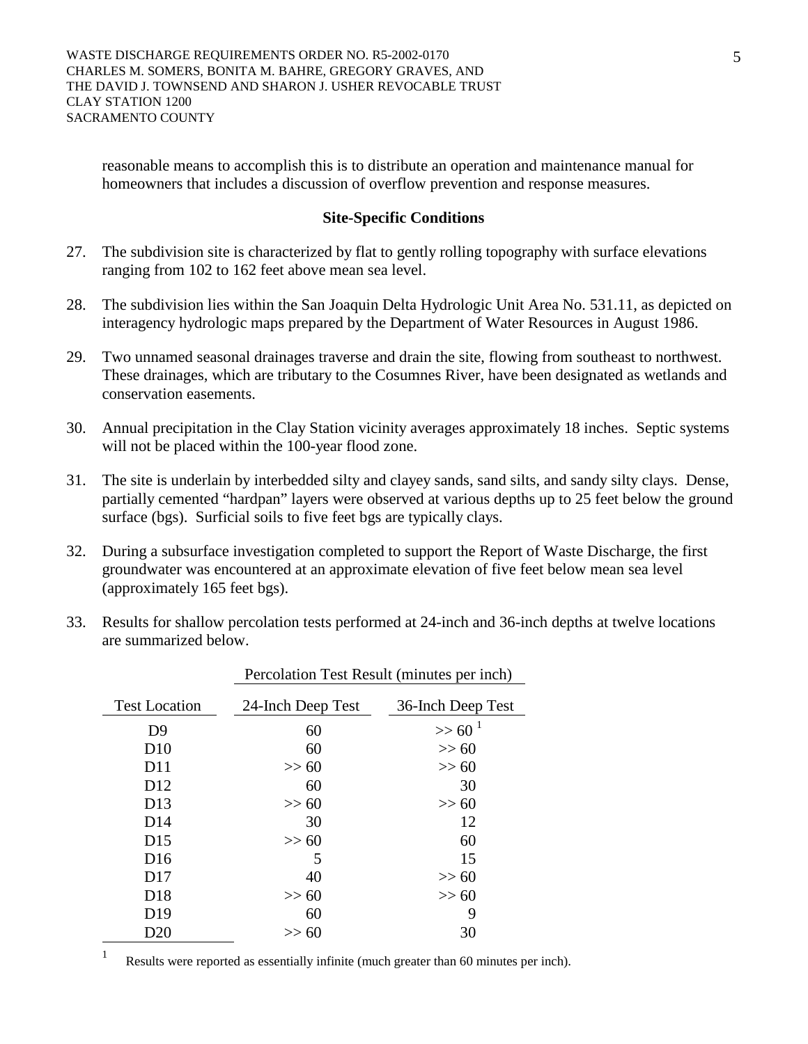reasonable means to accomplish this is to distribute an operation and maintenance manual for homeowners that includes a discussion of overflow prevention and response measures.

### Site-Specific Conditions

27. The subdivision site is characterized by flat to gently rolling topography with surface elevations ranging from 102 to 162 feet above mean sea level.

28. The subdivision lies within the San Joaquin Delta Hydrologic Unit Area No. 531.11, as depicted on interagency hydrologic maps prepared by the Department of Water Resources in August 1986.

29. Two unnamed seasonal drainages traverse and drain the site, flowing from southeast to northwest. These drainages, which are tributary to the Cosumnes River, have been designated as wetlands and conservation easements.

30. Annual precipitation in the Clay Station vicinity averages approximately 18 inches. Septic systems will not be placed within the 100-year flood zone.

31. The site is underlain by interbedded silty and clayey sands, sand silts, and sandy silty clays. Dense, partially cemented "hardpan" layers were observed at various depths up to 25 feet below the ground surface (bgs). Surficial soils to five feet bgs are typically clays.

32. During a subsurface investigation completed to support the Report of Waste Discharge, the first groundwater was encountered at an approximate elevation of five feet below mean sea level (approximately 165 feet bgs).

33. Results for shallow percolation tests performed at 24-inch and 36-inch depths at twelve locations are summarized below.

| | Percolation Test Result (minutes per inch) | |
|---|---|---|
| Test Location | 24-Inch Deep Test | 36-Inch Deep Test |
| D9 | 60 | >> 60 [1] |
| D10 | 60 | >> 60 |
| D11 | >> 60 | >> 60 |
| D12 | 60 | 30 |
| D13 | >> 60 | >> 60 |
| D14 | 30 | 12 |
| D15 | >> 60 | 60 |
| D16 | 5 | 15 |
| D17 | 40 | >> 60 |
| D18 | >> 60 | >> 60 |
| D19 | 60 | 9 |
| D20 | >> 60 | 30 |

[1] Results were reported as essentially infinite (much greater than 60 minutes per inch).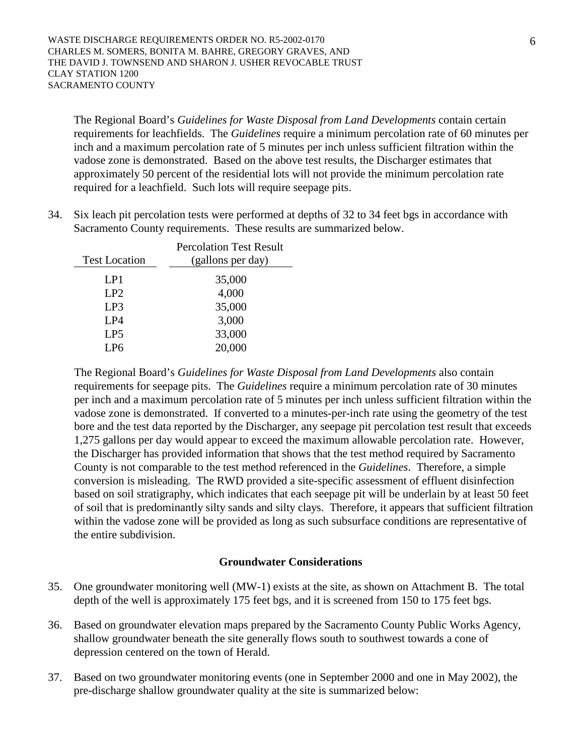The Regional Board's *Guidelines for Waste Disposal from Land Developments* contain certain requirements for leachfields. The *Guidelines* require a minimum percolation rate of 60 minutes per inch and a maximum percolation rate of 5 minutes per inch unless sufficient filtration within the vadose zone is demonstrated. Based on the above test results, the Discharger estimates that approximately 50 percent of the residential lots will not provide the minimum percolation rate required for a leachfield. Such lots will require seepage pits.

34. Six leach pit percolation tests were performed at depths of 32 to 34 feet bgs in accordance with Sacramento County requirements. These results are summarized below.

| Test Location | Percolation Test Result (gallons per day) |
| --- | --- |
| LP1 | 35,000 |
| LP2 | 4,000 |
| LP3 | 35,000 |
| LP4 | 3,000 |
| LP5 | 33,000 |
| LP6 | 20,000 |

The Regional Board's *Guidelines for Waste Disposal from Land Developments* also contain requirements for seepage pits. The *Guidelines* require a minimum percolation rate of 30 minutes per inch and a maximum percolation rate of 5 minutes per inch unless sufficient filtration within the vadose zone is demonstrated. If converted to a minutes-per-inch rate using the geometry of the test bore and the test data reported by the Discharger, any seepage pit percolation test result that exceeds 1,275 gallons per day would appear to exceed the maximum allowable percolation rate. However, the Discharger has provided information that shows that the test method required by Sacramento County is not comparable to the test method referenced in the *Guidelines*. Therefore, a simple conversion is misleading. The RWD provided a site-specific assessment of effluent disinfection based on soil stratigraphy, which indicates that each seepage pit will be underlain by at least 50 feet of soil that is predominantly silty sands and silty clays. Therefore, it appears that sufficient filtration within the vadose zone will be provided as long as such subsurface conditions are representative of the entire subdivision.

**Groundwater Considerations**

35. One groundwater monitoring well (MW-1) exists at the site, as shown on Attachment B. The total depth of the well is approximately 175 feet bgs, and it is screened from 150 to 175 feet bgs.

36. Based on groundwater elevation maps prepared by the Sacramento County Public Works Agency, shallow groundwater beneath the site generally flows south to southwest towards a cone of depression centered on the town of Herald.

37. Based on two groundwater monitoring events (one in September 2000 and one in May 2002), the pre-discharge shallow groundwater quality at the site is summarized below: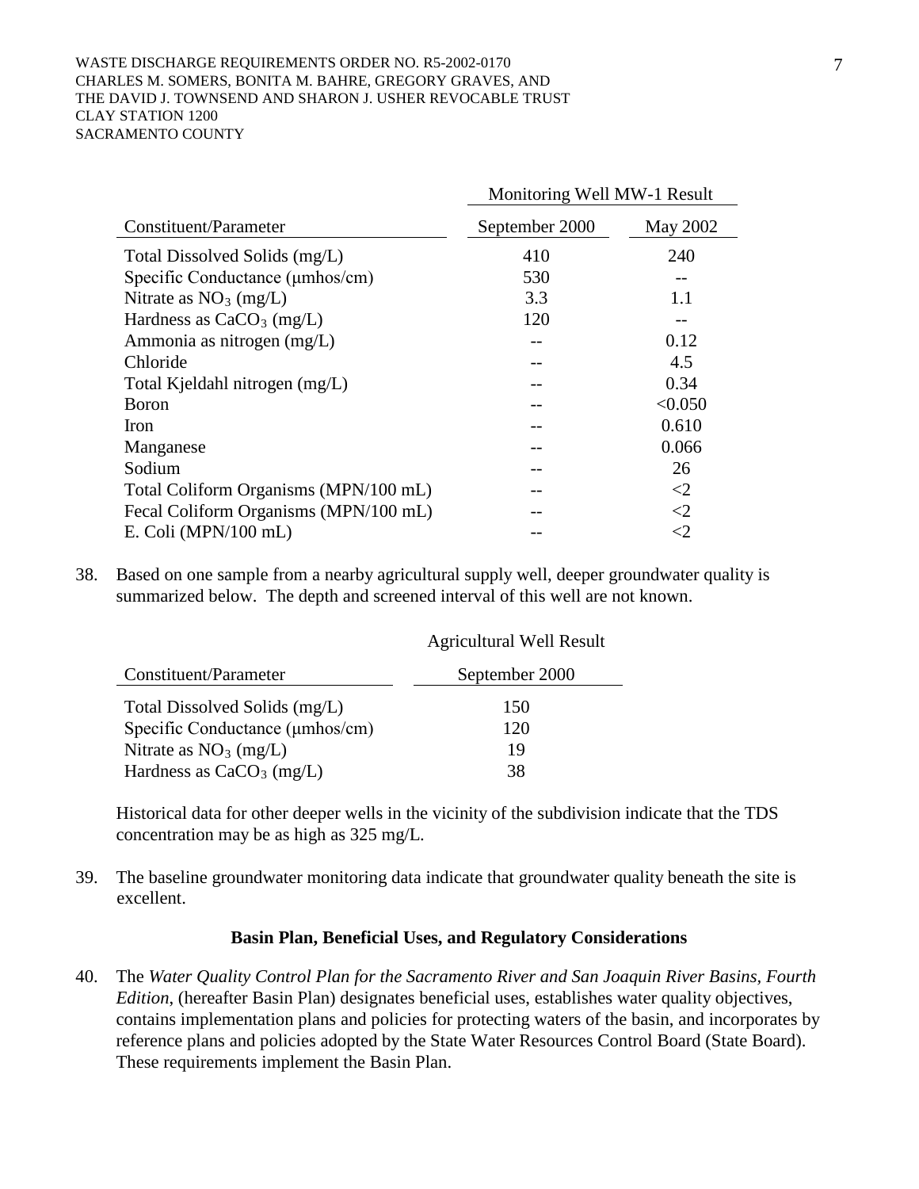| Constituent/Parameter | Monitoring Well MW-1 Result | |
|---|---|---|
| | September 2000 | May 2002 |
| Total Dissolved Solids (mg/L) | 410 | 240 |
| Specific Conductance (μmhos/cm) | 530 | -- |
| Nitrate as $NO_3$ (mg/L) | 3.3 | 1.1 |
| Hardness as $CaCO_3$ (mg/L) | 120 | -- |
| Ammonia as nitrogen (mg/L) | -- | 0.12 |
| Chloride | -- | 4.5 |
| Total Kjeldahl nitrogen (mg/L) | -- | 0.34 |
| Boron | -- | <0.050 |
| Iron | -- | 0.610 |
| Manganese | -- | 0.066 |
| Sodium | -- | 26 |
| Total Coliform Organisms (MPN/100 mL) | -- | <2 |
| Fecal Coliform Organisms (MPN/100 mL) | -- | <2 |
| E. Coli (MPN/100 mL) | -- | <2 |

38. Based on one sample from a nearby agricultural supply well, deeper groundwater quality is summarized below. The depth and screened interval of this well are not known.

| Constituent/Parameter | Agricultural Well Result |
|---|---|
| | September 2000 |
| Total Dissolved Solids (mg/L) | 150 |
| Specific Conductance (μmhos/cm) | 120 |
| Nitrate as $NO_3$ (mg/L) | 19 |
| Hardness as $CaCO_3$ (mg/L) | 38 |

Historical data for other deeper wells in the vicinity of the subdivision indicate that the TDS concentration may be as high as 325 mg/L.

39. The baseline groundwater monitoring data indicate that groundwater quality beneath the site is excellent.

**Basin Plan, Beneficial Uses, and Regulatory Considerations**

40. The *Water Quality Control Plan for the Sacramento River and San Joaquin River Basins, Fourth Edition*, (hereafter Basin Plan) designates beneficial uses, establishes water quality objectives, contains implementation plans and policies for protecting waters of the basin, and incorporates by reference plans and policies adopted by the State Water Resources Control Board (State Board). These requirements implement the Basin Plan.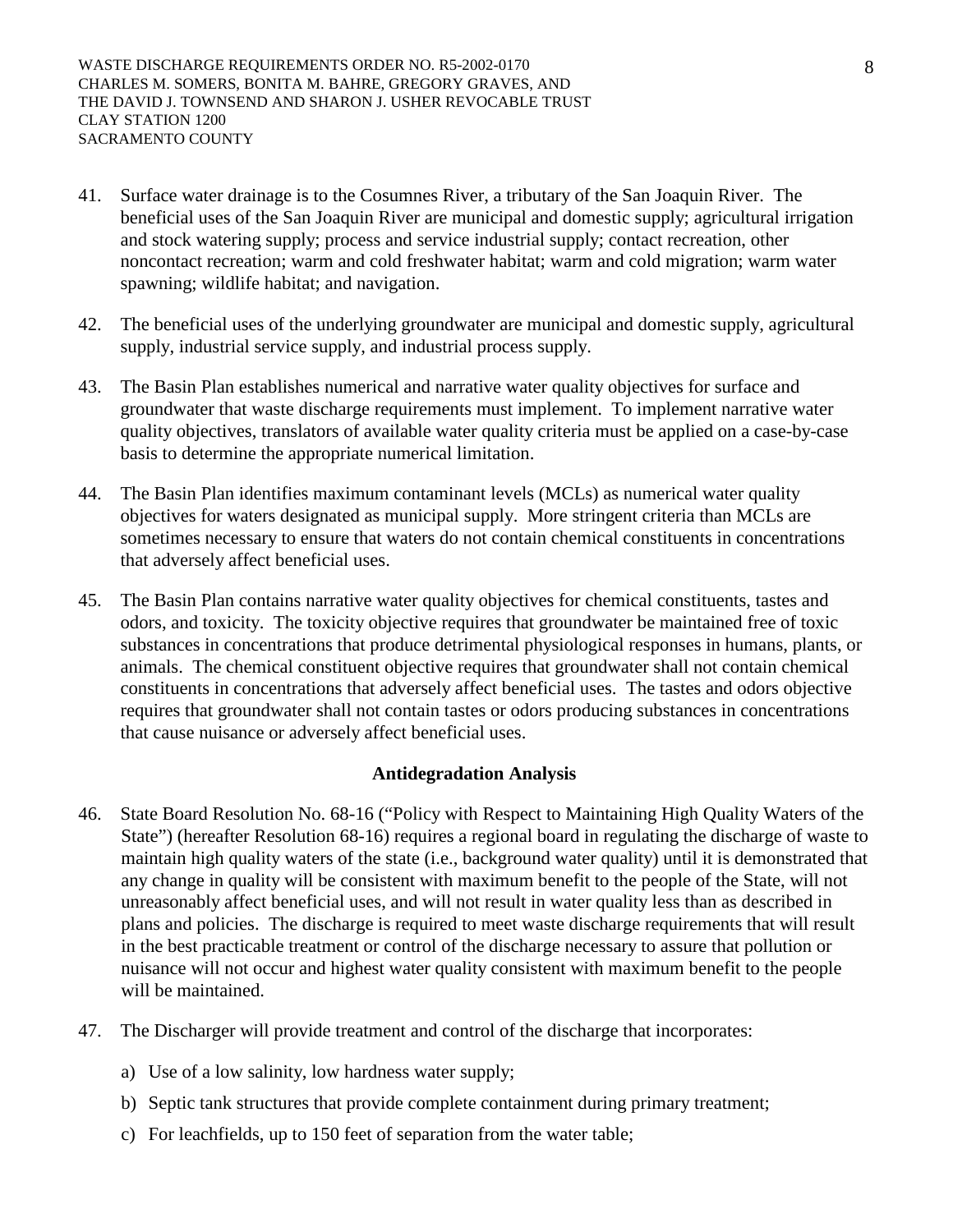41. Surface water drainage is to the Cosumnes River, a tributary of the San Joaquin River. The beneficial uses of the San Joaquin River are municipal and domestic supply; agricultural irrigation and stock watering supply; process and service industrial supply; contact recreation, other noncontact recreation; warm and cold freshwater habitat; warm and cold migration; warm water spawning; wildlife habitat; and navigation.

42. The beneficial uses of the underlying groundwater are municipal and domestic supply, agricultural supply, industrial service supply, and industrial process supply.

43. The Basin Plan establishes numerical and narrative water quality objectives for surface and groundwater that waste discharge requirements must implement. To implement narrative water quality objectives, translators of available water quality criteria must be applied on a case-by-case basis to determine the appropriate numerical limitation.

44. The Basin Plan identifies maximum contaminant levels (MCLs) as numerical water quality objectives for waters designated as municipal supply. More stringent criteria than MCLs are sometimes necessary to ensure that waters do not contain chemical constituents in concentrations that adversely affect beneficial uses.

45. The Basin Plan contains narrative water quality objectives for chemical constituents, tastes and odors, and toxicity. The toxicity objective requires that groundwater be maintained free of toxic substances in concentrations that produce detrimental physiological responses in humans, plants, or animals. The chemical constituent objective requires that groundwater shall not contain chemical constituents in concentrations that adversely affect beneficial uses. The tastes and odors objective requires that groundwater shall not contain tastes or odors producing substances in concentrations that cause nuisance or adversely affect beneficial uses.

**Antidegradation Analysis**

46. State Board Resolution No. 68-16 ("Policy with Respect to Maintaining High Quality Waters of the State") (hereafter Resolution 68-16) requires a regional board in regulating the discharge of waste to maintain high quality waters of the state (i.e., background water quality) until it is demonstrated that any change in quality will be consistent with maximum benefit to the people of the State, will not unreasonably affect beneficial uses, and will not result in water quality less than as described in plans and policies. The discharge is required to meet waste discharge requirements that will result in the best practicable treatment or control of the discharge necessary to assure that pollution or nuisance will not occur and highest water quality consistent with maximum benefit to the people will be maintained.

47. The Discharger will provide treatment and control of the discharge that incorporates:

    a) Use of a low salinity, low hardness water supply;

    b) Septic tank structures that provide complete containment during primary treatment;

    c) For leachfields, up to 150 feet of separation from the water table;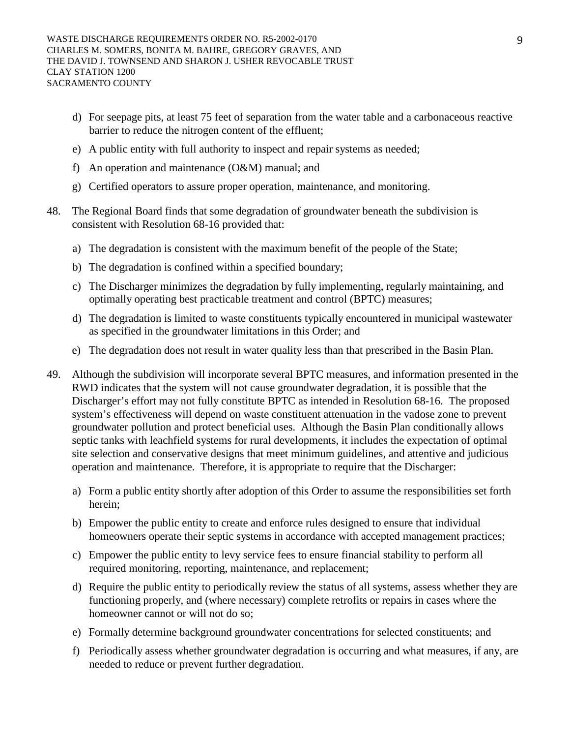d) For seepage pits, at least 75 feet of separation from the water table and a carbonaceous reactive barrier to reduce the nitrogen content of the effluent;

e) A public entity with full authority to inspect and repair systems as needed;

f) An operation and maintenance (O&M) manual; and

g) Certified operators to assure proper operation, maintenance, and monitoring.

48. The Regional Board finds that some degradation of groundwater beneath the subdivision is consistent with Resolution 68-16 provided that:

    a) The degradation is consistent with the maximum benefit of the people of the State;

    b) The degradation is confined within a specified boundary;

    c) The Discharger minimizes the degradation by fully implementing, regularly maintaining, and optimally operating best practicable treatment and control (BPTC) measures;

    d) The degradation is limited to waste constituents typically encountered in municipal wastewater as specified in the groundwater limitations in this Order; and

    e) The degradation does not result in water quality less than that prescribed in the Basin Plan.

49. Although the subdivision will incorporate several BPTC measures, and information presented in the RWD indicates that the system will not cause groundwater degradation, it is possible that the Discharger's effort may not fully constitute BPTC as intended in Resolution 68-16. The proposed system's effectiveness will depend on waste constituent attenuation in the vadose zone to prevent groundwater pollution and protect beneficial uses. Although the Basin Plan conditionally allows septic tanks with leachfield systems for rural developments, it includes the expectation of optimal site selection and conservative designs that meet minimum guidelines, and attentive and judicious operation and maintenance. Therefore, it is appropriate to require that the Discharger:

    a) Form a public entity shortly after adoption of this Order to assume the responsibilities set forth herein;

    b) Empower the public entity to create and enforce rules designed to ensure that individual homeowners operate their septic systems in accordance with accepted management practices;

    c) Empower the public entity to levy service fees to ensure financial stability to perform all required monitoring, reporting, maintenance, and replacement;

    d) Require the public entity to periodically review the status of all systems, assess whether they are functioning properly, and (where necessary) complete retrofits or repairs in cases where the homeowner cannot or will not do so;

    e) Formally determine background groundwater concentrations for selected constituents; and

    f) Periodically assess whether groundwater degradation is occurring and what measures, if any, are needed to reduce or prevent further degradation.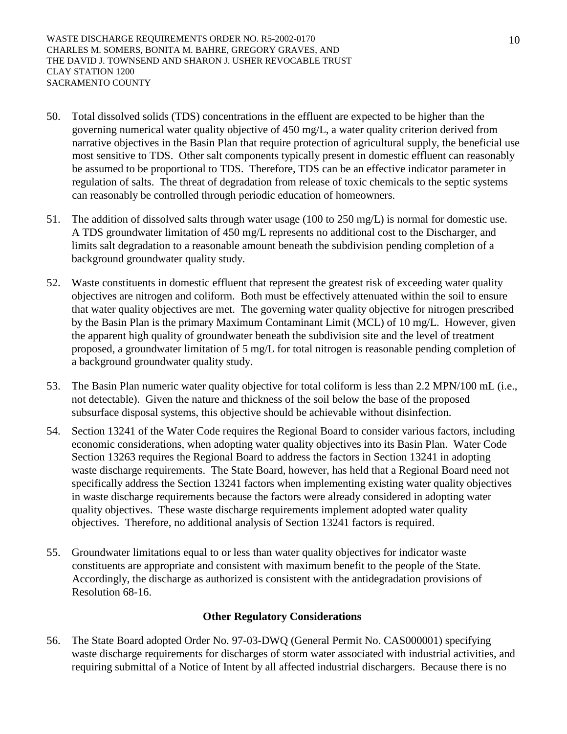50. Total dissolved solids (TDS) concentrations in the effluent are expected to be higher than the governing numerical water quality objective of 450 mg/L, a water quality criterion derived from narrative objectives in the Basin Plan that require protection of agricultural supply, the beneficial use most sensitive to TDS. Other salt components typically present in domestic effluent can reasonably be assumed to be proportional to TDS. Therefore, TDS can be an effective indicator parameter in regulation of salts. The threat of degradation from release of toxic chemicals to the septic systems can reasonably be controlled through periodic education of homeowners.

51. The addition of dissolved salts through water usage (100 to 250 mg/L) is normal for domestic use. A TDS groundwater limitation of 450 mg/L represents no additional cost to the Discharger, and limits salt degradation to a reasonable amount beneath the subdivision pending completion of a background groundwater quality study.

52. Waste constituents in domestic effluent that represent the greatest risk of exceeding water quality objectives are nitrogen and coliform. Both must be effectively attenuated within the soil to ensure that water quality objectives are met. The governing water quality objective for nitrogen prescribed by the Basin Plan is the primary Maximum Contaminant Limit (MCL) of 10 mg/L. However, given the apparent high quality of groundwater beneath the subdivision site and the level of treatment proposed, a groundwater limitation of 5 mg/L for total nitrogen is reasonable pending completion of a background groundwater quality study.

53. The Basin Plan numeric water quality objective for total coliform is less than 2.2 MPN/100 mL (i.e., not detectable). Given the nature and thickness of the soil below the base of the proposed subsurface disposal systems, this objective should be achievable without disinfection.

54. Section 13241 of the Water Code requires the Regional Board to consider various factors, including economic considerations, when adopting water quality objectives into its Basin Plan. Water Code Section 13263 requires the Regional Board to address the factors in Section 13241 in adopting waste discharge requirements. The State Board, however, has held that a Regional Board need not specifically address the Section 13241 factors when implementing existing water quality objectives in waste discharge requirements because the factors were already considered in adopting water quality objectives. These waste discharge requirements implement adopted water quality objectives. Therefore, no additional analysis of Section 13241 factors is required.

55. Groundwater limitations equal to or less than water quality objectives for indicator waste constituents are appropriate and consistent with maximum benefit to the people of the State. Accordingly, the discharge as authorized is consistent with the antidegradation provisions of Resolution 68-16.

**Other Regulatory Considerations**

56. The State Board adopted Order No. 97-03-DWQ (General Permit No. CAS000001) specifying waste discharge requirements for discharges of storm water associated with industrial activities, and requiring submittal of a Notice of Intent by all affected industrial dischargers. Because there is no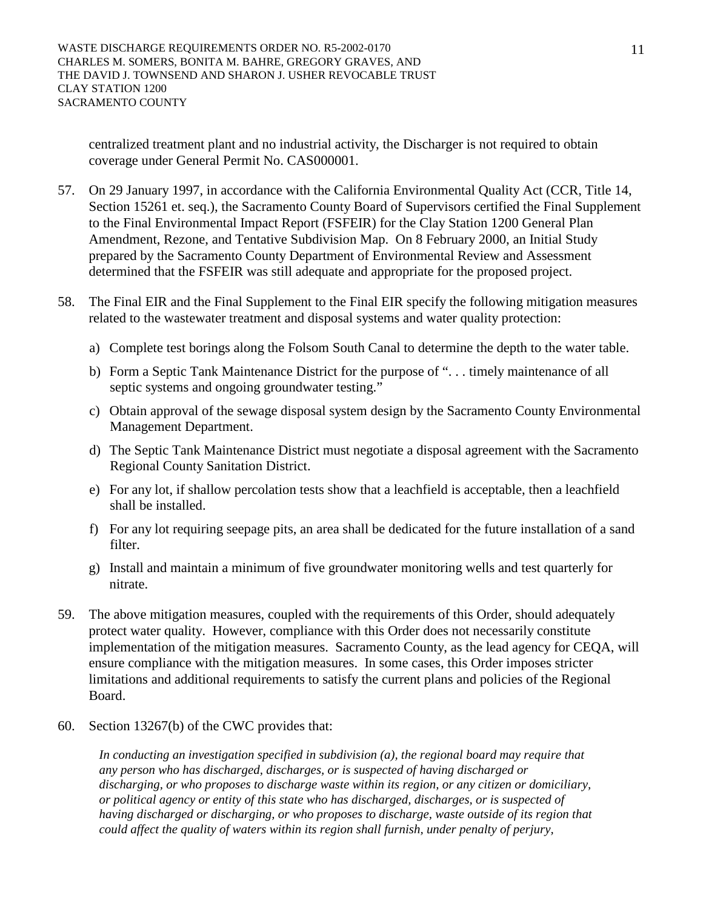centralized treatment plant and no industrial activity, the Discharger is not required to obtain coverage under General Permit No. CAS000001.

57. On 29 January 1997, in accordance with the California Environmental Quality Act (CCR, Title 14, Section 15261 et. seq.), the Sacramento County Board of Supervisors certified the Final Supplement to the Final Environmental Impact Report (FSFEIR) for the Clay Station 1200 General Plan Amendment, Rezone, and Tentative Subdivision Map. On 8 February 2000, an Initial Study prepared by the Sacramento County Department of Environmental Review and Assessment determined that the FSFEIR was still adequate and appropriate for the proposed project.

58. The Final EIR and the Final Supplement to the Final EIR specify the following mitigation measures related to the wastewater treatment and disposal systems and water quality protection:

    a) Complete test borings along the Folsom South Canal to determine the depth to the water table.
    b) Form a Septic Tank Maintenance District for the purpose of ". . . timely maintenance of all septic systems and ongoing groundwater testing."
    c) Obtain approval of the sewage disposal system design by the Sacramento County Environmental Management Department.
    d) The Septic Tank Maintenance District must negotiate a disposal agreement with the Sacramento Regional County Sanitation District.
    e) For any lot, if shallow percolation tests show that a leachfield is acceptable, then a leachfield shall be installed.
    f) For any lot requiring seepage pits, an area shall be dedicated for the future installation of a sand filter.
    g) Install and maintain a minimum of five groundwater monitoring wells and test quarterly for nitrate.

59. The above mitigation measures, coupled with the requirements of this Order, should adequately protect water quality. However, compliance with this Order does not necessarily constitute implementation of the mitigation measures. Sacramento County, as the lead agency for CEQA, will ensure compliance with the mitigation measures. In some cases, this Order imposes stricter limitations and additional requirements to satisfy the current plans and policies of the Regional Board.

60. Section 13267(b) of the CWC provides that:

    *In conducting an investigation specified in subdivision (a), the regional board may require that any person who has discharged, discharges, or is suspected of having discharged or discharging, or who proposes to discharge waste within its region, or any citizen or domiciliary, or political agency or entity of this state who has discharged, discharges, or is suspected of having discharged or discharging, or who proposes to discharge, waste outside of its region that could affect the quality of waters within its region shall furnish, under penalty of perjury,*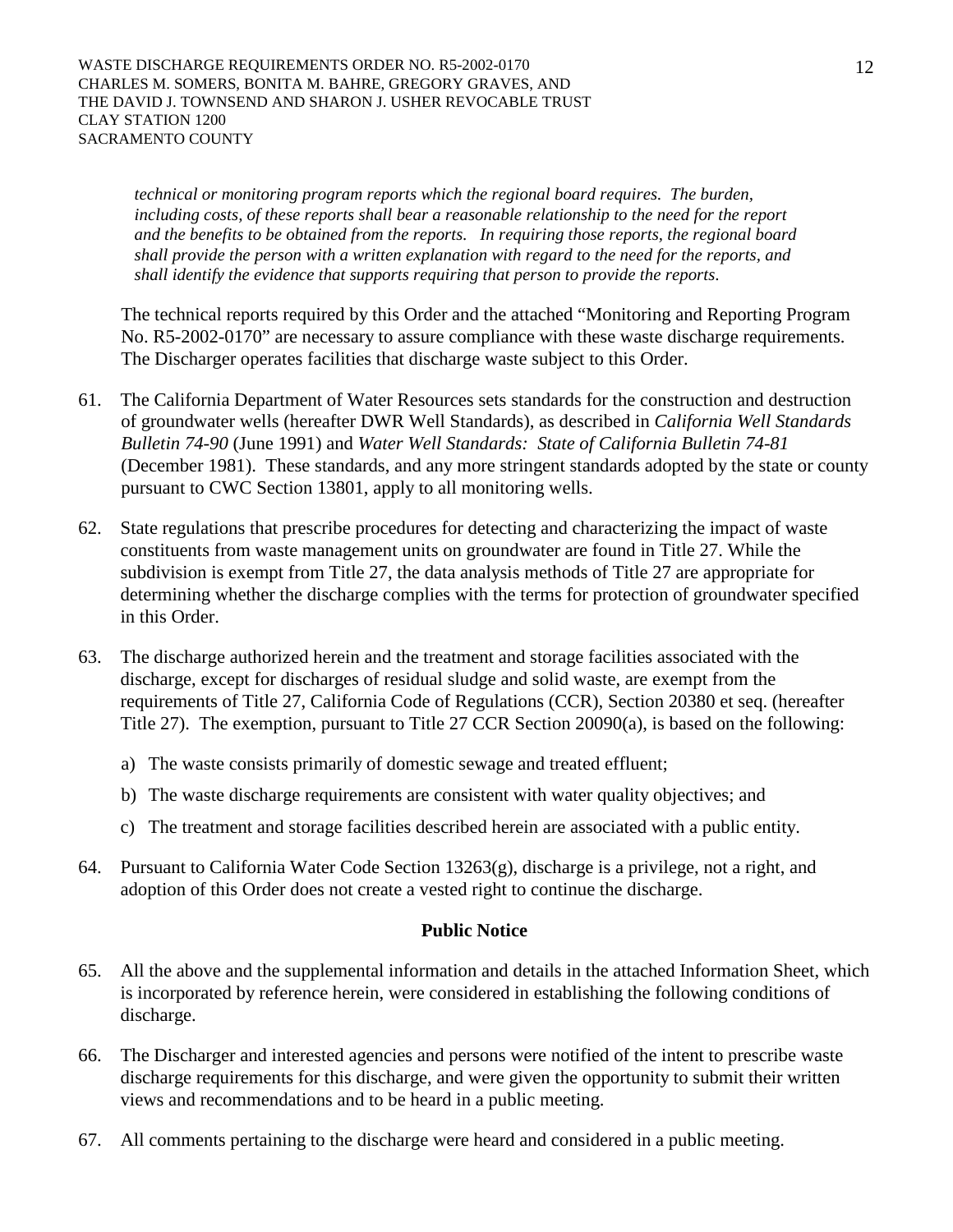*technical or monitoring program reports which the regional board requires. The burden, including costs, of these reports shall bear a reasonable relationship to the need for the report and the benefits to be obtained from the reports. In requiring those reports, the regional board shall provide the person with a written explanation with regard to the need for the reports, and shall identify the evidence that supports requiring that person to provide the reports.*

The technical reports required by this Order and the attached "Monitoring and Reporting Program No. R5-2002-0170" are necessary to assure compliance with these waste discharge requirements. The Discharger operates facilities that discharge waste subject to this Order.

61. The California Department of Water Resources sets standards for the construction and destruction of groundwater wells (hereafter DWR Well Standards), as described in *California Well Standards Bulletin 74-90* (June 1991) and *Water Well Standards: State of California Bulletin 74-81* (December 1981). These standards, and any more stringent standards adopted by the state or county pursuant to CWC Section 13801, apply to all monitoring wells.

62. State regulations that prescribe procedures for detecting and characterizing the impact of waste constituents from waste management units on groundwater are found in Title 27. While the subdivision is exempt from Title 27, the data analysis methods of Title 27 are appropriate for determining whether the discharge complies with the terms for protection of groundwater specified in this Order.

63. The discharge authorized herein and the treatment and storage facilities associated with the discharge, except for discharges of residual sludge and solid waste, are exempt from the requirements of Title 27, California Code of Regulations (CCR), Section 20380 et seq. (hereafter Title 27). The exemption, pursuant to Title 27 CCR Section 20090(a), is based on the following:

    a) The waste consists primarily of domestic sewage and treated effluent;

    b) The waste discharge requirements are consistent with water quality objectives; and

    c) The treatment and storage facilities described herein are associated with a public entity.

64. Pursuant to California Water Code Section 13263(g), discharge is a privilege, not a right, and adoption of this Order does not create a vested right to continue the discharge.

## Public Notice

65. All the above and the supplemental information and details in the attached Information Sheet, which is incorporated by reference herein, were considered in establishing the following conditions of discharge.

66. The Discharger and interested agencies and persons were notified of the intent to prescribe waste discharge requirements for this discharge, and were given the opportunity to submit their written views and recommendations and to be heard in a public meeting.

67. All comments pertaining to the discharge were heard and considered in a public meeting.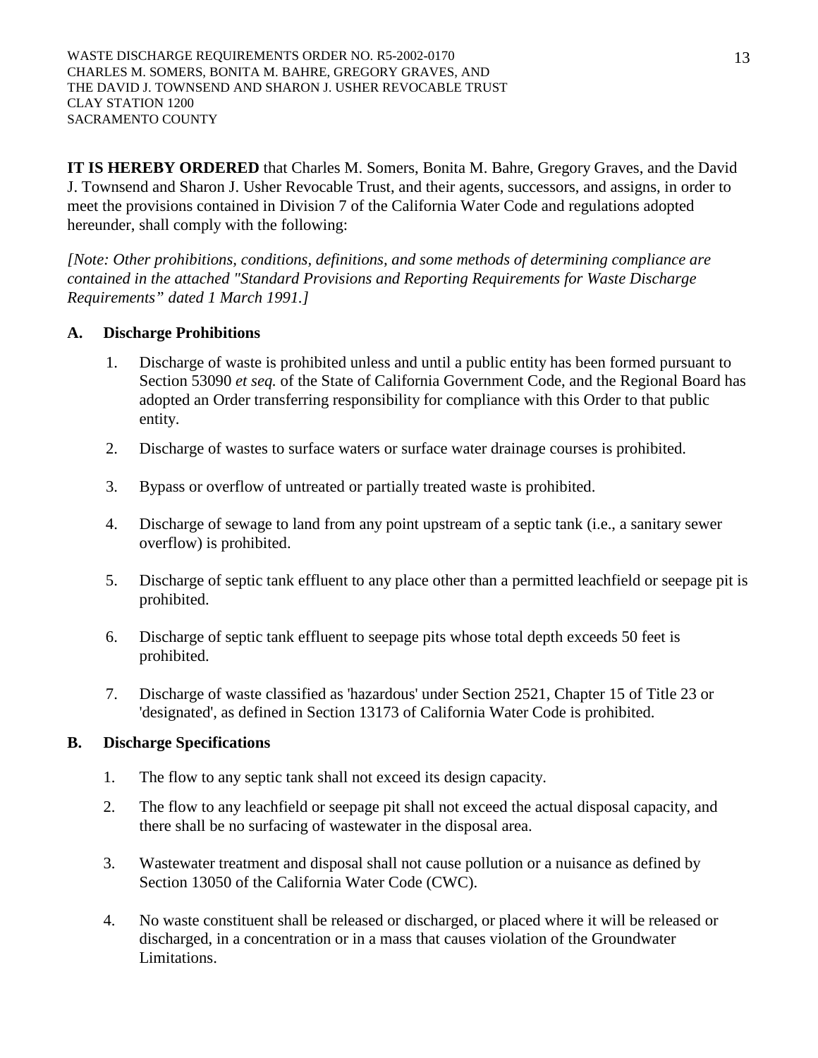**IT IS HEREBY ORDERED** that Charles M. Somers, Bonita M. Bahre, Gregory Graves, and the David J. Townsend and Sharon J. Usher Revocable Trust, and their agents, successors, and assigns, in order to meet the provisions contained in Division 7 of the California Water Code and regulations adopted hereunder, shall comply with the following:

*[Note: Other prohibitions, conditions, definitions, and some methods of determining compliance are contained in the attached "Standard Provisions and Reporting Requirements for Waste Discharge Requirements" dated 1 March 1991.]*

## A. Discharge Prohibitions

1. Discharge of waste is prohibited unless and until a public entity has been formed pursuant to Section 53090 *et seq.* of the State of California Government Code, and the Regional Board has adopted an Order transferring responsibility for compliance with this Order to that public entity.
2. Discharge of wastes to surface waters or surface water drainage courses is prohibited.
3. Bypass or overflow of untreated or partially treated waste is prohibited.
4. Discharge of sewage to land from any point upstream of a septic tank (i.e., a sanitary sewer overflow) is prohibited.
5. Discharge of septic tank effluent to any place other than a permitted leachfield or seepage pit is prohibited.
6. Discharge of septic tank effluent to seepage pits whose total depth exceeds 50 feet is prohibited.
7. Discharge of waste classified as 'hazardous' under Section 2521, Chapter 15 of Title 23 or 'designated', as defined in Section 13173 of California Water Code is prohibited.

## B. Discharge Specifications

1. The flow to any septic tank shall not exceed its design capacity.
2. The flow to any leachfield or seepage pit shall not exceed the actual disposal capacity, and there shall be no surfacing of wastewater in the disposal area.
3. Wastewater treatment and disposal shall not cause pollution or a nuisance as defined by Section 13050 of the California Water Code (CWC).
4. No waste constituent shall be released or discharged, or placed where it will be released or discharged, in a concentration or in a mass that causes violation of the Groundwater Limitations.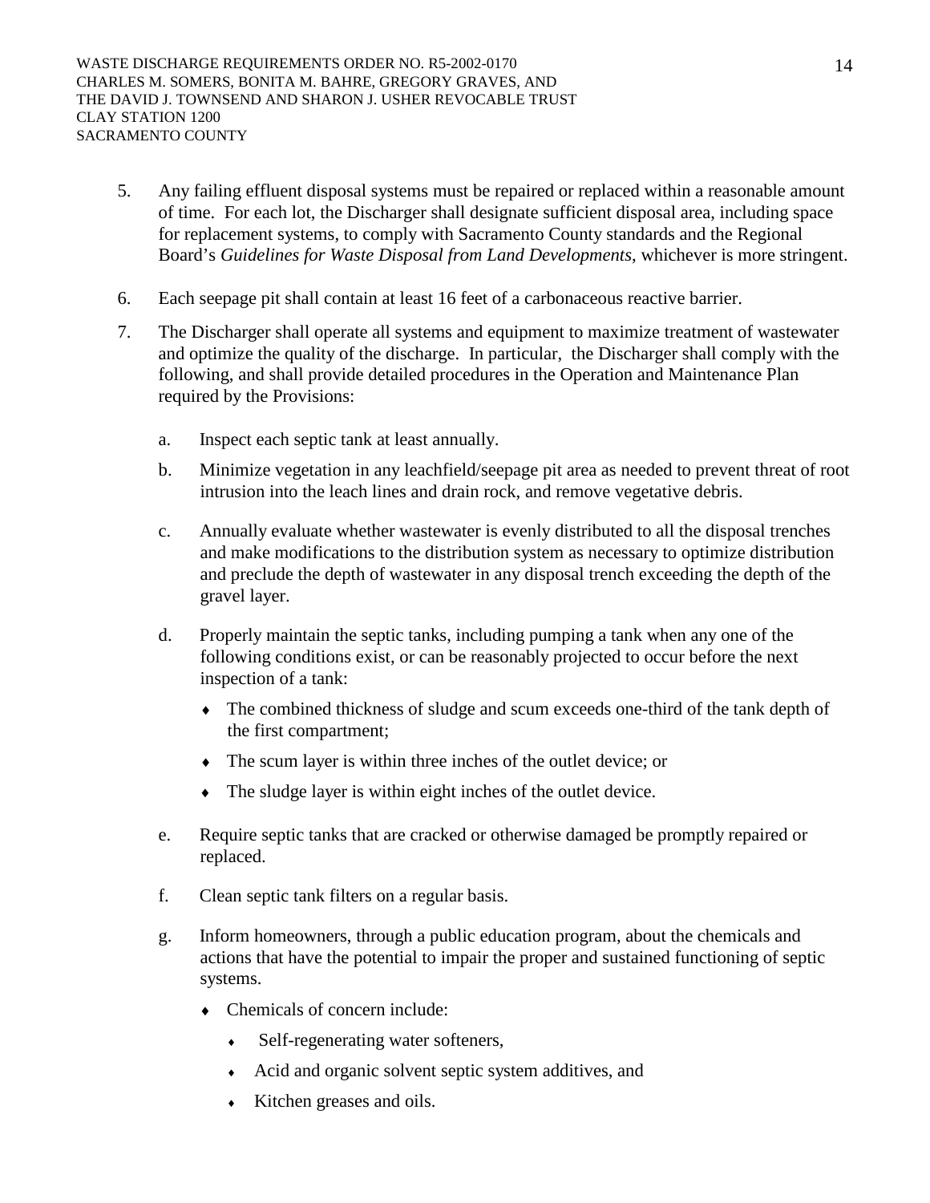5. Any failing effluent disposal systems must be repaired or replaced within a reasonable amount of time. For each lot, the Discharger shall designate sufficient disposal area, including space for replacement systems, to comply with Sacramento County standards and the Regional Board's *Guidelines for Waste Disposal from Land Developments*, whichever is more stringent.

6. Each seepage pit shall contain at least 16 feet of a carbonaceous reactive barrier.

7. The Discharger shall operate all systems and equipment to maximize treatment of wastewater and optimize the quality of the discharge. In particular, the Discharger shall comply with the following, and shall provide detailed procedures in the Operation and Maintenance Plan required by the Provisions:

   a. Inspect each septic tank at least annually.

   b. Minimize vegetation in any leachfield/seepage pit area as needed to prevent threat of root intrusion into the leach lines and drain rock, and remove vegetative debris.

   c. Annually evaluate whether wastewater is evenly distributed to all the disposal trenches and make modifications to the distribution system as necessary to optimize distribution and preclude the depth of wastewater in any disposal trench exceeding the depth of the gravel layer.

   d. Properly maintain the septic tanks, including pumping a tank when any one of the following conditions exist, or can be reasonably projected to occur before the next inspection of a tank:

      - The combined thickness of sludge and scum exceeds one-third of the tank depth of the first compartment;
      - The scum layer is within three inches of the outlet device; or
      - The sludge layer is within eight inches of the outlet device.

   e. Require septic tanks that are cracked or otherwise damaged be promptly repaired or replaced.

   f. Clean septic tank filters on a regular basis.

   g. Inform homeowners, through a public education program, about the chemicals and actions that have the potential to impair the proper and sustained functioning of septic systems.

      - Chemicals of concern include:
        - Self-regenerating water softeners,
        - Acid and organic solvent septic system additives, and
        - Kitchen greases and oils.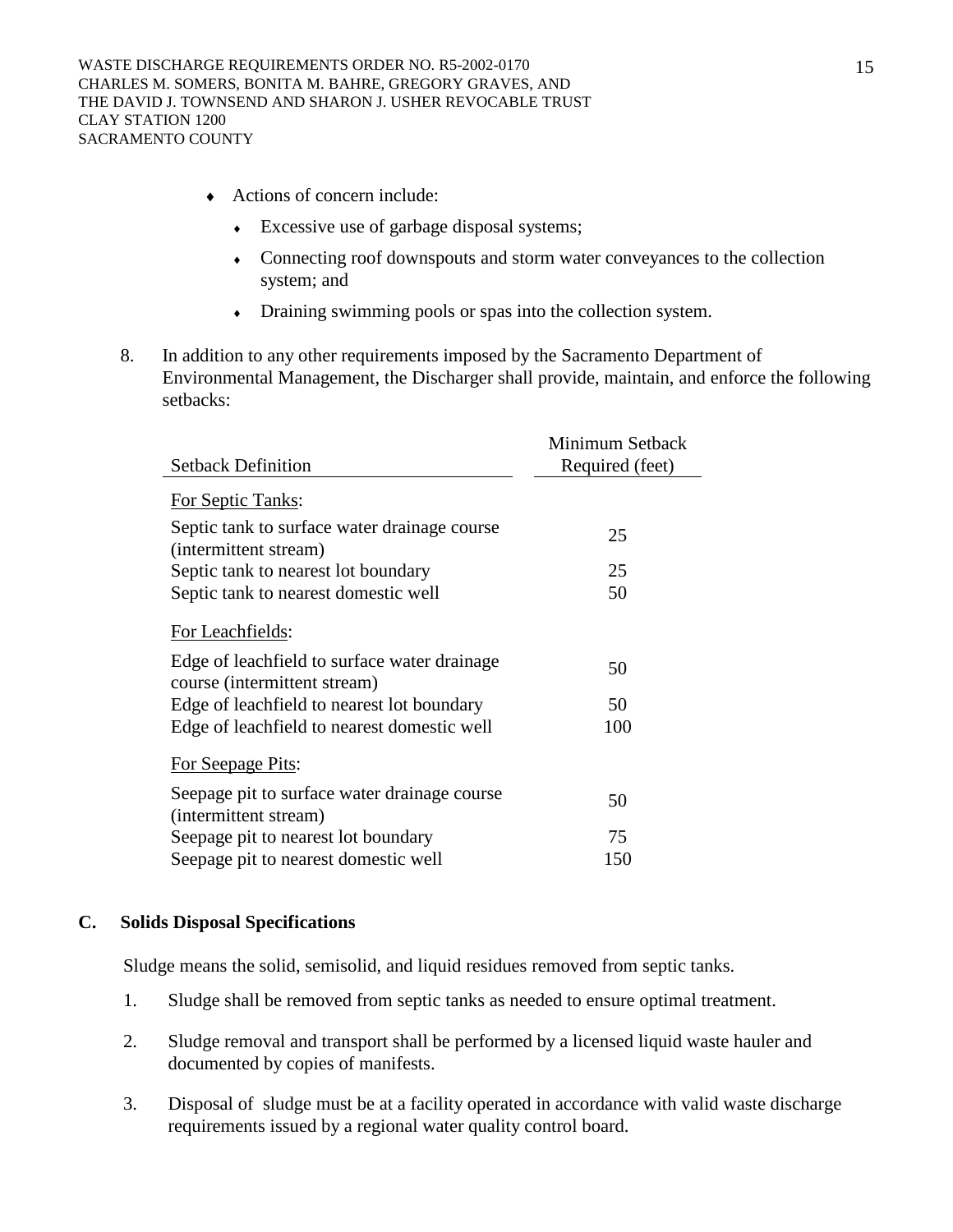- Actions of concern include:
  - Excessive use of garbage disposal systems;
  - Connecting roof downspouts and storm water conveyances to the collection system; and
  - Draining swimming pools or spas into the collection system.

8. In addition to any other requirements imposed by the Sacramento Department of Environmental Management, the Discharger shall provide, maintain, and enforce the following setbacks:

| Setback Definition | Minimum Setback Required (feet) |
|---|---|
| For Septic Tanks: | |
| Septic tank to surface water drainage course (intermittent stream) | 25 |
| Septic tank to nearest lot boundary | 25 |
| Septic tank to nearest domestic well | 50 |
| For Leachfields: | |
| Edge of leachfield to surface water drainage course (intermittent stream) | 50 |
| Edge of leachfield to nearest lot boundary | 50 |
| Edge of leachfield to nearest domestic well | 100 |
| For Seepage Pits: | |
| Seepage pit to surface water drainage course (intermittent stream) | 50 |
| Seepage pit to nearest lot boundary | 75 |
| Seepage pit to nearest domestic well | 150 |

## C. Solids Disposal Specifications

Sludge means the solid, semisolid, and liquid residues removed from septic tanks.

1. Sludge shall be removed from septic tanks as needed to ensure optimal treatment.

2. Sludge removal and transport shall be performed by a licensed liquid waste hauler and documented by copies of manifests.

3. Disposal of sludge must be at a facility operated in accordance with valid waste discharge requirements issued by a regional water quality control board.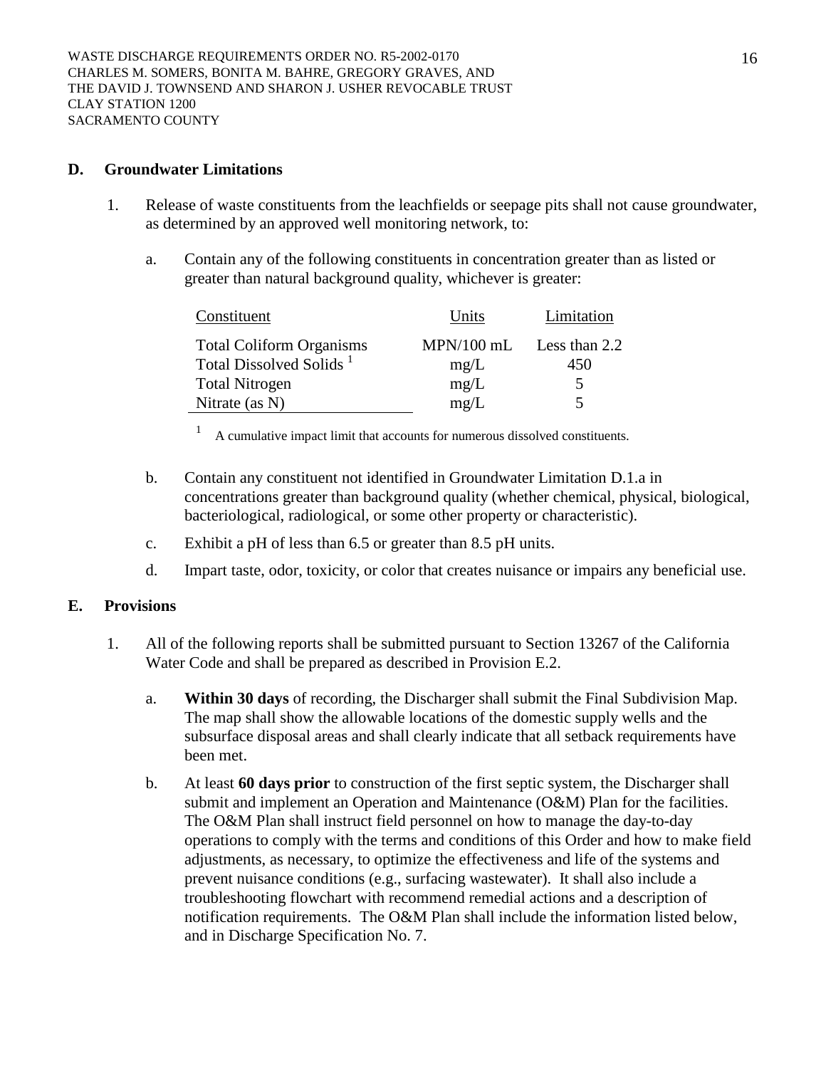### D. Groundwater Limitations

1. Release of waste constituents from the leachfields or seepage pits shall not cause groundwater, as determined by an approved well monitoring network, to:

   a. Contain any of the following constituents in concentration greater than as listed or greater than natural background quality, whichever is greater:

   | Constituent | Units | Limitation |
   |---|---|---|
   | Total Coliform Organisms | MPN/100 mL | Less than 2.2 |
   | Total Dissolved Solids [1] | mg/L | 450 |
   | Total Nitrogen | mg/L | 5 |
   | Nitrate (as N) | mg/L | 5 |

   [1] A cumulative impact limit that accounts for numerous dissolved constituents.

   b. Contain any constituent not identified in Groundwater Limitation D.1.a in concentrations greater than background quality (whether chemical, physical, biological, bacteriological, radiological, or some other property or characteristic).

   c. Exhibit a pH of less than 6.5 or greater than 8.5 pH units.

   d. Impart taste, odor, toxicity, or color that creates nuisance or impairs any beneficial use.

### E. Provisions

1. All of the following reports shall be submitted pursuant to Section 13267 of the California Water Code and shall be prepared as described in Provision E.2.

   a. **Within 30 days** of recording, the Discharger shall submit the Final Subdivision Map. The map shall show the allowable locations of the domestic supply wells and the subsurface disposal areas and shall clearly indicate that all setback requirements have been met.

   b. At least **60 days prior** to construction of the first septic system, the Discharger shall submit and implement an Operation and Maintenance (O&M) Plan for the facilities. The O&M Plan shall instruct field personnel on how to manage the day-to-day operations to comply with the terms and conditions of this Order and how to make field adjustments, as necessary, to optimize the effectiveness and life of the systems and prevent nuisance conditions (e.g., surfacing wastewater). It shall also include a troubleshooting flowchart with recommend remedial actions and a description of notification requirements. The O&M Plan shall include the information listed below, and in Discharge Specification No. 7.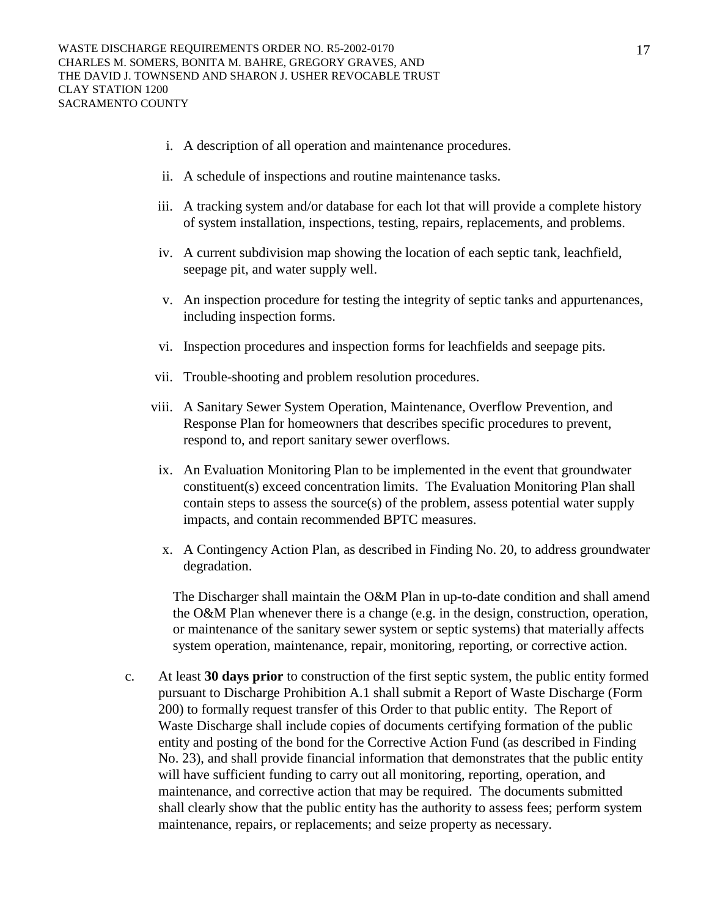i. A description of all operation and maintenance procedures.

ii. A schedule of inspections and routine maintenance tasks.

iii. A tracking system and/or database for each lot that will provide a complete history of system installation, inspections, testing, repairs, replacements, and problems.

iv. A current subdivision map showing the location of each septic tank, leachfield, seepage pit, and water supply well.

v. An inspection procedure for testing the integrity of septic tanks and appurtenances, including inspection forms.

vi. Inspection procedures and inspection forms for leachfields and seepage pits.

vii. Trouble-shooting and problem resolution procedures.

viii. A Sanitary Sewer System Operation, Maintenance, Overflow Prevention, and Response Plan for homeowners that describes specific procedures to prevent, respond to, and report sanitary sewer overflows.

ix. An Evaluation Monitoring Plan to be implemented in the event that groundwater constituent(s) exceed concentration limits. The Evaluation Monitoring Plan shall contain steps to assess the source(s) of the problem, assess potential water supply impacts, and contain recommended BPTC measures.

x. A Contingency Action Plan, as described in Finding No. 20, to address groundwater degradation.

The Discharger shall maintain the O&M Plan in up-to-date condition and shall amend the O&M Plan whenever there is a change (e.g. in the design, construction, operation, or maintenance of the sanitary sewer system or septic systems) that materially affects system operation, maintenance, repair, monitoring, reporting, or corrective action.

c. At least **30 days prior** to construction of the first septic system, the public entity formed pursuant to Discharge Prohibition A.1 shall submit a Report of Waste Discharge (Form 200) to formally request transfer of this Order to that public entity. The Report of Waste Discharge shall include copies of documents certifying formation of the public entity and posting of the bond for the Corrective Action Fund (as described in Finding No. 23), and shall provide financial information that demonstrates that the public entity will have sufficient funding to carry out all monitoring, reporting, operation, and maintenance, and corrective action that may be required. The documents submitted shall clearly show that the public entity has the authority to assess fees; perform system maintenance, repairs, or replacements; and seize property as necessary.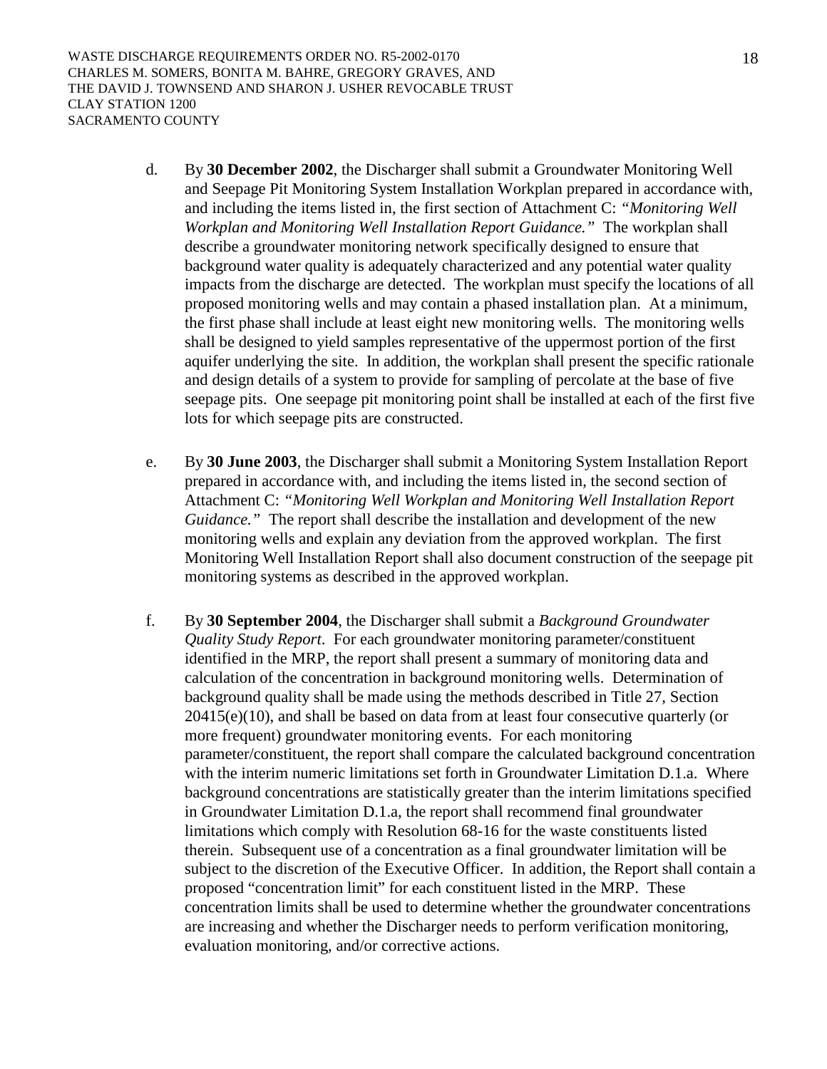d. By **30 December 2002**, the Discharger shall submit a Groundwater Monitoring Well and Seepage Pit Monitoring System Installation Workplan prepared in accordance with, and including the items listed in, the first section of Attachment C: *"Monitoring Well Workplan and Monitoring Well Installation Report Guidance."* The workplan shall describe a groundwater monitoring network specifically designed to ensure that background water quality is adequately characterized and any potential water quality impacts from the discharge are detected. The workplan must specify the locations of all proposed monitoring wells and may contain a phased installation plan. At a minimum, the first phase shall include at least eight new monitoring wells. The monitoring wells shall be designed to yield samples representative of the uppermost portion of the first aquifer underlying the site. In addition, the workplan shall present the specific rationale and design details of a system to provide for sampling of percolate at the base of five seepage pits. One seepage pit monitoring point shall be installed at each of the first five lots for which seepage pits are constructed.

e. By **30 June 2003**, the Discharger shall submit a Monitoring System Installation Report prepared in accordance with, and including the items listed in, the second section of Attachment C: *"Monitoring Well Workplan and Monitoring Well Installation Report Guidance."* The report shall describe the installation and development of the new monitoring wells and explain any deviation from the approved workplan. The first Monitoring Well Installation Report shall also document construction of the seepage pit monitoring systems as described in the approved workplan.

f. By **30 September 2004**, the Discharger shall submit a *Background Groundwater Quality Study Report*. For each groundwater monitoring parameter/constituent identified in the MRP, the report shall present a summary of monitoring data and calculation of the concentration in background monitoring wells. Determination of background quality shall be made using the methods described in Title 27, Section 20415(e)(10), and shall be based on data from at least four consecutive quarterly (or more frequent) groundwater monitoring events. For each monitoring parameter/constituent, the report shall compare the calculated background concentration with the interim numeric limitations set forth in Groundwater Limitation D.1.a. Where background concentrations are statistically greater than the interim limitations specified in Groundwater Limitation D.1.a, the report shall recommend final groundwater limitations which comply with Resolution 68-16 for the waste constituents listed therein. Subsequent use of a concentration as a final groundwater limitation will be subject to the discretion of the Executive Officer. In addition, the Report shall contain a proposed "concentration limit" for each constituent listed in the MRP. These concentration limits shall be used to determine whether the groundwater concentrations are increasing and whether the Discharger needs to perform verification monitoring, evaluation monitoring, and/or corrective actions.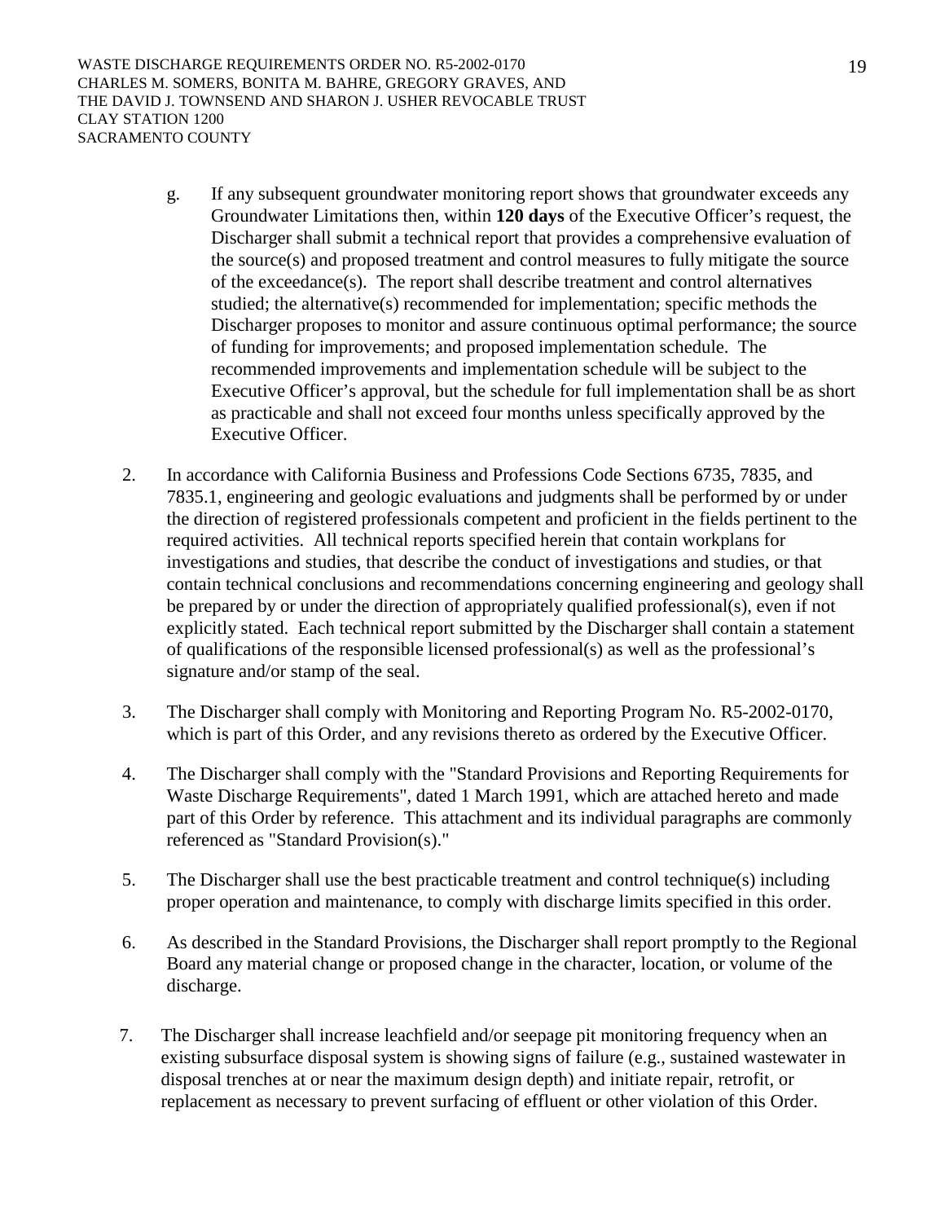g. If any subsequent groundwater monitoring report shows that groundwater exceeds any Groundwater Limitations then, within **120 days** of the Executive Officer's request, the Discharger shall submit a technical report that provides a comprehensive evaluation of the source(s) and proposed treatment and control measures to fully mitigate the source of the exceedance(s). The report shall describe treatment and control alternatives studied; the alternative(s) recommended for implementation; specific methods the Discharger proposes to monitor and assure continuous optimal performance; the source of funding for improvements; and proposed implementation schedule. The recommended improvements and implementation schedule will be subject to the Executive Officer's approval, but the schedule for full implementation shall be as short as practicable and shall not exceed four months unless specifically approved by the Executive Officer.

2. In accordance with California Business and Professions Code Sections 6735, 7835, and 7835.1, engineering and geologic evaluations and judgments shall be performed by or under the direction of registered professionals competent and proficient in the fields pertinent to the required activities. All technical reports specified herein that contain workplans for investigations and studies, that describe the conduct of investigations and studies, or that contain technical conclusions and recommendations concerning engineering and geology shall be prepared by or under the direction of appropriately qualified professional(s), even if not explicitly stated. Each technical report submitted by the Discharger shall contain a statement of qualifications of the responsible licensed professional(s) as well as the professional's signature and/or stamp of the seal.

3. The Discharger shall comply with Monitoring and Reporting Program No. R5-2002-0170, which is part of this Order, and any revisions thereto as ordered by the Executive Officer.

4. The Discharger shall comply with the "Standard Provisions and Reporting Requirements for Waste Discharge Requirements", dated 1 March 1991, which are attached hereto and made part of this Order by reference. This attachment and its individual paragraphs are commonly referenced as "Standard Provision(s)."

5. The Discharger shall use the best practicable treatment and control technique(s) including proper operation and maintenance, to comply with discharge limits specified in this order.

6. As described in the Standard Provisions, the Discharger shall report promptly to the Regional Board any material change or proposed change in the character, location, or volume of the discharge.

7. The Discharger shall increase leachfield and/or seepage pit monitoring frequency when an existing subsurface disposal system is showing signs of failure (e.g., sustained wastewater in disposal trenches at or near the maximum design depth) and initiate repair, retrofit, or replacement as necessary to prevent surfacing of effluent or other violation of this Order.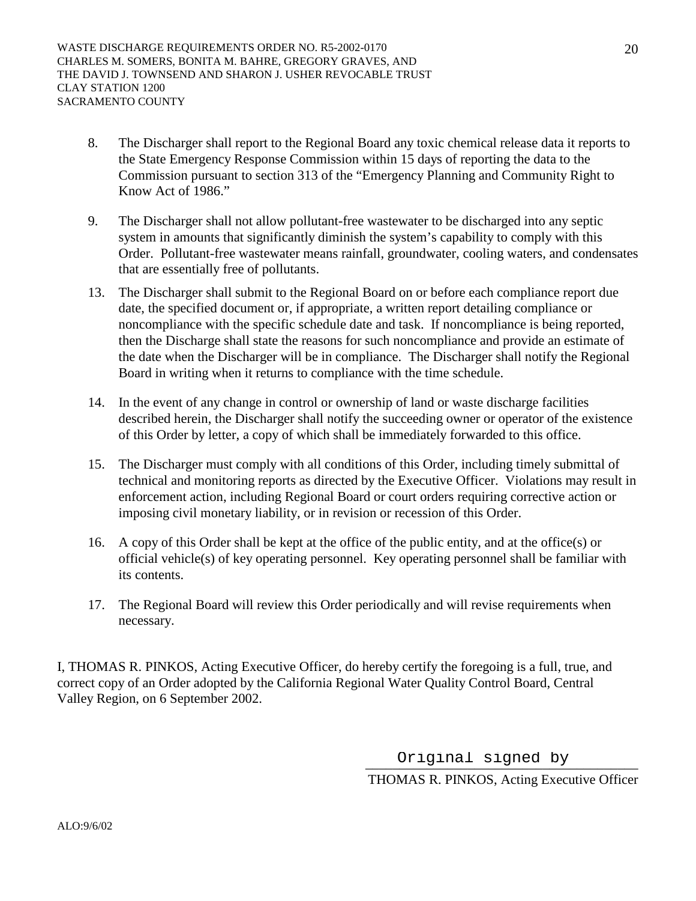8. The Discharger shall report to the Regional Board any toxic chemical release data it reports to the State Emergency Response Commission within 15 days of reporting the data to the Commission pursuant to section 313 of the "Emergency Planning and Community Right to Know Act of 1986."

9. The Discharger shall not allow pollutant-free wastewater to be discharged into any septic system in amounts that significantly diminish the system's capability to comply with this Order. Pollutant-free wastewater means rainfall, groundwater, cooling waters, and condensates that are essentially free of pollutants.

13. The Discharger shall submit to the Regional Board on or before each compliance report due date, the specified document or, if appropriate, a written report detailing compliance or noncompliance with the specific schedule date and task. If noncompliance is being reported, then the Discharge shall state the reasons for such noncompliance and provide an estimate of the date when the Discharger will be in compliance. The Discharger shall notify the Regional Board in writing when it returns to compliance with the time schedule.

14. In the event of any change in control or ownership of land or waste discharge facilities described herein, the Discharger shall notify the succeeding owner or operator of the existence of this Order by letter, a copy of which shall be immediately forwarded to this office.

15. The Discharger must comply with all conditions of this Order, including timely submittal of technical and monitoring reports as directed by the Executive Officer. Violations may result in enforcement action, including Regional Board or court orders requiring corrective action or imposing civil monetary liability, or in revision or recession of this Order.

16. A copy of this Order shall be kept at the office of the public entity, and at the office(s) or official vehicle(s) of key operating personnel. Key operating personnel shall be familiar with its contents.

17. The Regional Board will review this Order periodically and will revise requirements when necessary.

I, THOMAS R. PINKOS, Acting Executive Officer, do hereby certify the foregoing is a full, true, and correct copy of an Order adopted by the California Regional Water Quality Control Board, Central Valley Region, on 6 September 2002.

Original signed by

THOMAS R. PINKOS, Acting Executive Officer

ALO:9/6/02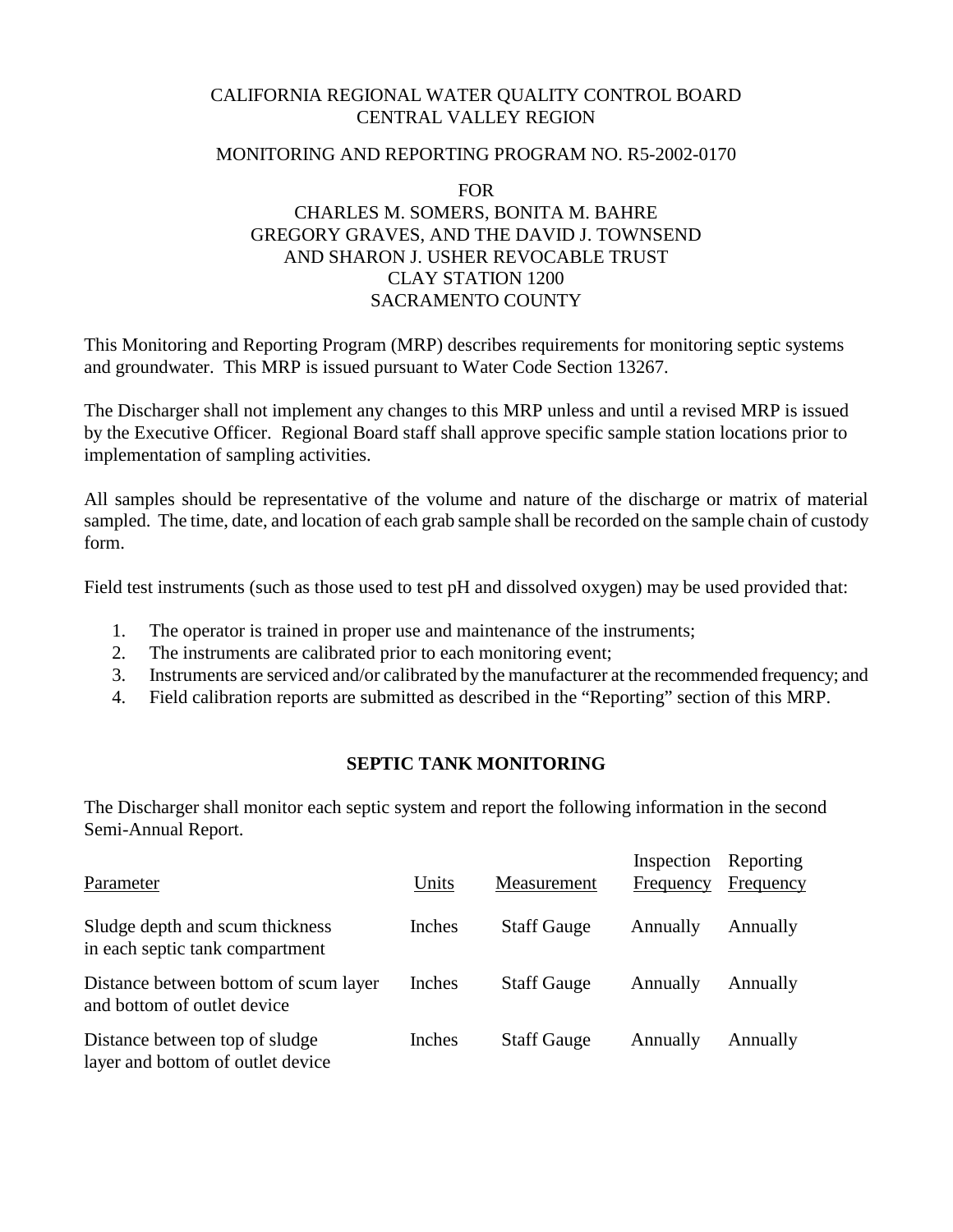CALIFORNIA REGIONAL WATER QUALITY CONTROL BOARD
CENTRAL VALLEY REGION

MONITORING AND REPORTING PROGRAM NO. R5-2002-0170

FOR
CHARLES M. SOMERS, BONITA M. BAHRE
GREGORY GRAVES, AND THE DAVID J. TOWNSEND
AND SHARON J. USHER REVOCABLE TRUST
CLAY STATION 1200
SACRAMENTO COUNTY

This Monitoring and Reporting Program (MRP) describes requirements for monitoring septic systems and groundwater. This MRP is issued pursuant to Water Code Section 13267.

The Discharger shall not implement any changes to this MRP unless and until a revised MRP is issued by the Executive Officer. Regional Board staff shall approve specific sample station locations prior to implementation of sampling activities.

All samples should be representative of the volume and nature of the discharge or matrix of material sampled. The time, date, and location of each grab sample shall be recorded on the sample chain of custody form.

Field test instruments (such as those used to test pH and dissolved oxygen) may be used provided that:

1. The operator is trained in proper use and maintenance of the instruments;
2. The instruments are calibrated prior to each monitoring event;
3. Instruments are serviced and/or calibrated by the manufacturer at the recommended frequency; and
4. Field calibration reports are submitted as described in the "Reporting" section of this MRP.

## SEPTIC TANK MONITORING

The Discharger shall monitor each septic system and report the following information in the second Semi-Annual Report.

| Parameter | Units | Measurement | Inspection Frequency | Reporting Frequency |
|---|---|---|---|---|
| Sludge depth and scum thickness in each septic tank compartment | Inches | Staff Gauge | Annually | Annually |
| Distance between bottom of scum layer and bottom of outlet device | Inches | Staff Gauge | Annually | Annually |
| Distance between top of sludge layer and bottom of outlet device | Inches | Staff Gauge | Annually | Annually |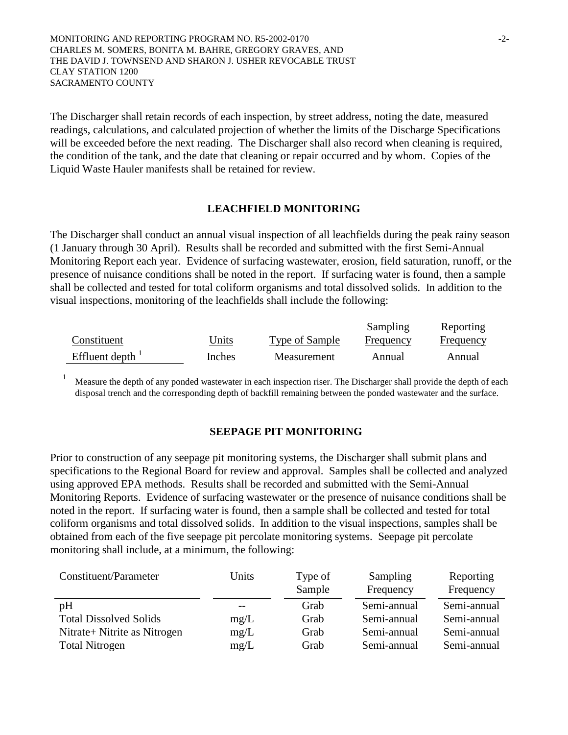The Discharger shall retain records of each inspection, by street address, noting the date, measured readings, calculations, and calculated projection of whether the limits of the Discharge Specifications will be exceeded before the next reading. The Discharger shall also record when cleaning is required, the condition of the tank, and the date that cleaning or repair occurred and by whom. Copies of the Liquid Waste Hauler manifests shall be retained for review.

## LEACHFIELD MONITORING

The Discharger shall conduct an annual visual inspection of all leachfields during the peak rainy season (1 January through 30 April). Results shall be recorded and submitted with the first Semi-Annual Monitoring Report each year. Evidence of surfacing wastewater, erosion, field saturation, runoff, or the presence of nuisance conditions shall be noted in the report. If surfacing water is found, then a sample shall be collected and tested for total coliform organisms and total dissolved solids. In addition to the visual inspections, monitoring of the leachfields shall include the following:

| Constituent | Units | Type of Sample | Sampling Frequency | Reporting Frequency |
|---|---|---|---|---|
| Effluent depth [1] | Inches | Measurement | Annual | Annual |

[1] Measure the depth of any ponded wastewater in each inspection riser. The Discharger shall provide the depth of each disposal trench and the corresponding depth of backfill remaining between the ponded wastewater and the surface.

## SEEPAGE PIT MONITORING

Prior to construction of any seepage pit monitoring systems, the Discharger shall submit plans and specifications to the Regional Board for review and approval. Samples shall be collected and analyzed using approved EPA methods. Results shall be recorded and submitted with the Semi-Annual Monitoring Reports. Evidence of surfacing wastewater or the presence of nuisance conditions shall be noted in the report. If surfacing water is found, then a sample shall be collected and tested for total coliform organisms and total dissolved solids. In addition to the visual inspections, samples shall be obtained from each of the five seepage pit percolate monitoring systems. Seepage pit percolate monitoring shall include, at a minimum, the following:

| Constituent/Parameter | Units | Type of Sample | Sampling Frequency | Reporting Frequency |
|---|---|---|---|---|
| pH | -- | Grab | Semi-annual | Semi-annual |
| Total Dissolved Solids | mg/L | Grab | Semi-annual | Semi-annual |
| Nitrate+ Nitrite as Nitrogen | mg/L | Grab | Semi-annual | Semi-annual |
| Total Nitrogen | mg/L | Grab | Semi-annual | Semi-annual |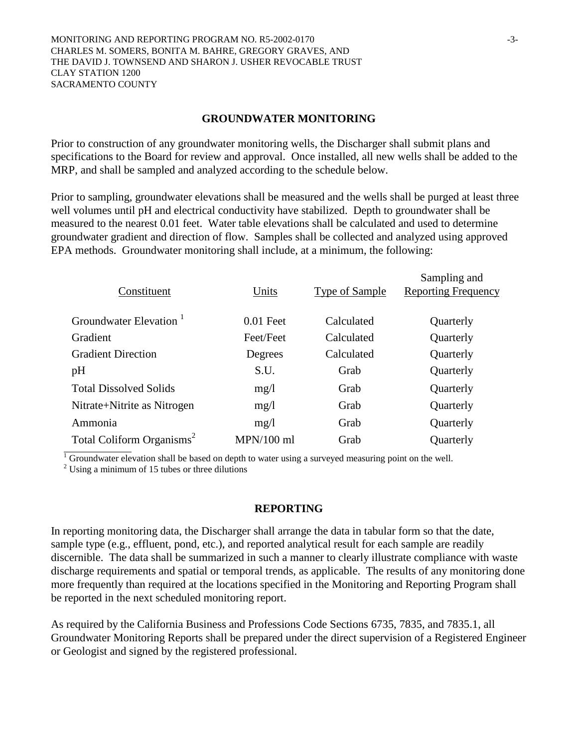## GROUNDWATER MONITORING

Prior to construction of any groundwater monitoring wells, the Discharger shall submit plans and specifications to the Board for review and approval. Once installed, all new wells shall be added to the MRP, and shall be sampled and analyzed according to the schedule below.

Prior to sampling, groundwater elevations shall be measured and the wells shall be purged at least three well volumes until pH and electrical conductivity have stabilized. Depth to groundwater shall be measured to the nearest 0.01 feet. Water table elevations shall be calculated and used to determine groundwater gradient and direction of flow. Samples shall be collected and analyzed using approved EPA methods. Groundwater monitoring shall include, at a minimum, the following:

| Constituent | Units | Type of Sample | Sampling and Reporting Frequency |
|---|---|---|---|
| Groundwater Elevation [1] | 0.01 Feet | Calculated | Quarterly |
| Gradient | Feet/Feet | Calculated | Quarterly |
| Gradient Direction | Degrees | Calculated | Quarterly |
| pH | S.U. | Grab | Quarterly |
| Total Dissolved Solids | mg/l | Grab | Quarterly |
| Nitrate+Nitrite as Nitrogen | mg/l | Grab | Quarterly |
| Ammonia | mg/l | Grab | Quarterly |
| Total Coliform Organisms[2] | MPN/100 ml | Grab | Quarterly |

[1] Groundwater elevation shall be based on depth to water using a surveyed measuring point on the well.
[2] Using a minimum of 15 tubes or three dilutions

## REPORTING

In reporting monitoring data, the Discharger shall arrange the data in tabular form so that the date, sample type (e.g., effluent, pond, etc.), and reported analytical result for each sample are readily discernible. The data shall be summarized in such a manner to clearly illustrate compliance with waste discharge requirements and spatial or temporal trends, as applicable. The results of any monitoring done more frequently than required at the locations specified in the Monitoring and Reporting Program shall be reported in the next scheduled monitoring report.

As required by the California Business and Professions Code Sections 6735, 7835, and 7835.1, all Groundwater Monitoring Reports shall be prepared under the direct supervision of a Registered Engineer or Geologist and signed by the registered professional.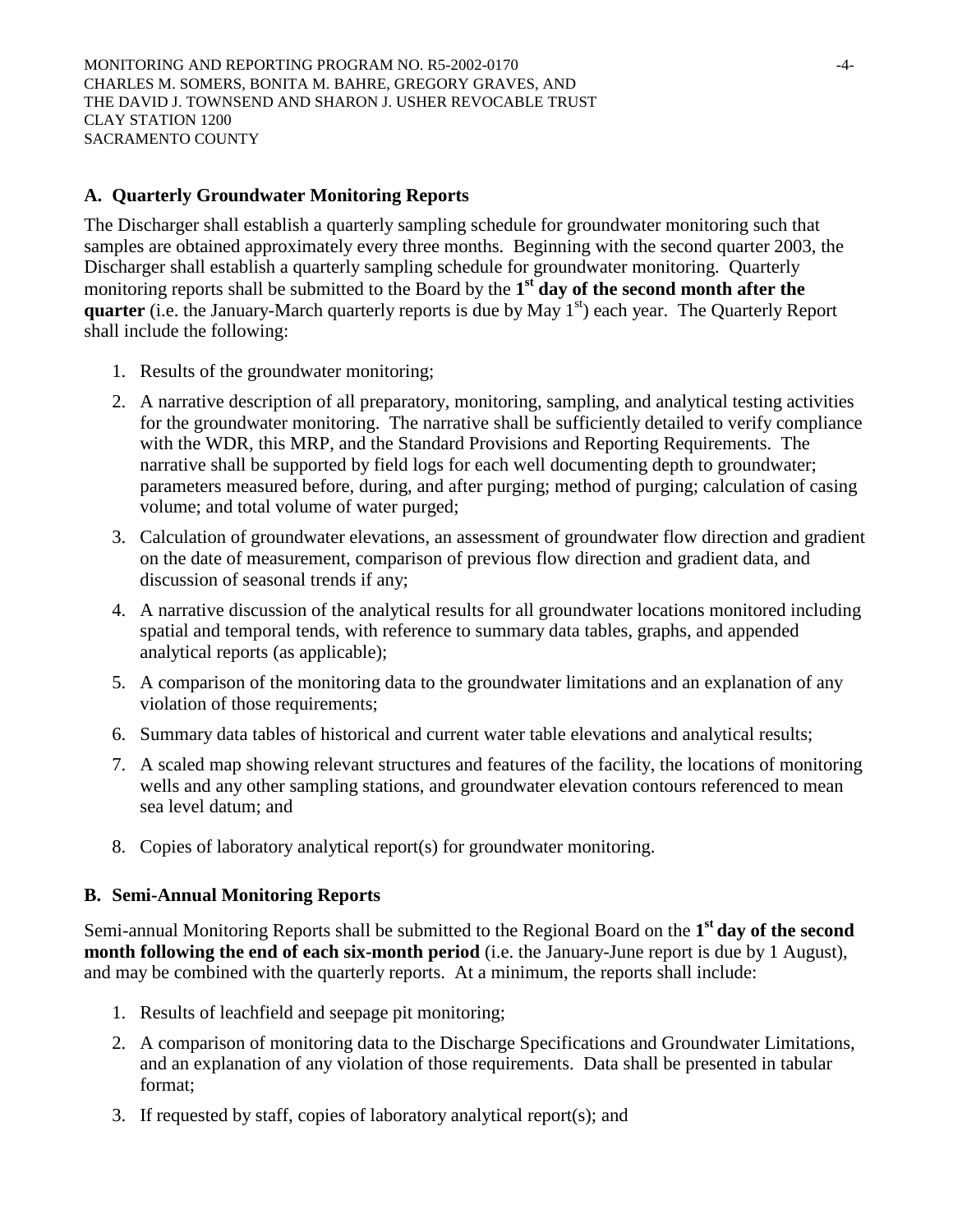### A. Quarterly Groundwater Monitoring Reports

The Discharger shall establish a quarterly sampling schedule for groundwater monitoring such that samples are obtained approximately every three months. Beginning with the second quarter 2003, the Discharger shall establish a quarterly sampling schedule for groundwater monitoring. Quarterly monitoring reports shall be submitted to the Board by the **1st day of the second month after the quarter** (i.e. the January-March quarterly reports is due by May 1st) each year. The Quarterly Report shall include the following:

1. Results of the groundwater monitoring;
2. A narrative description of all preparatory, monitoring, sampling, and analytical testing activities for the groundwater monitoring. The narrative shall be sufficiently detailed to verify compliance with the WDR, this MRP, and the Standard Provisions and Reporting Requirements. The narrative shall be supported by field logs for each well documenting depth to groundwater; parameters measured before, during, and after purging; method of purging; calculation of casing volume; and total volume of water purged;
3. Calculation of groundwater elevations, an assessment of groundwater flow direction and gradient on the date of measurement, comparison of previous flow direction and gradient data, and discussion of seasonal trends if any;
4. A narrative discussion of the analytical results for all groundwater locations monitored including spatial and temporal tends, with reference to summary data tables, graphs, and appended analytical reports (as applicable);
5. A comparison of the monitoring data to the groundwater limitations and an explanation of any violation of those requirements;
6. Summary data tables of historical and current water table elevations and analytical results;
7. A scaled map showing relevant structures and features of the facility, the locations of monitoring wells and any other sampling stations, and groundwater elevation contours referenced to mean sea level datum; and
8. Copies of laboratory analytical report(s) for groundwater monitoring.

### B. Semi-Annual Monitoring Reports

Semi-annual Monitoring Reports shall be submitted to the Regional Board on the **1st day of the second month following the end of each six-month period** (i.e. the January-June report is due by 1 August), and may be combined with the quarterly reports. At a minimum, the reports shall include:

1. Results of leachfield and seepage pit monitoring;
2. A comparison of monitoring data to the Discharge Specifications and Groundwater Limitations, and an explanation of any violation of those requirements. Data shall be presented in tabular format;
3. If requested by staff, copies of laboratory analytical report(s); and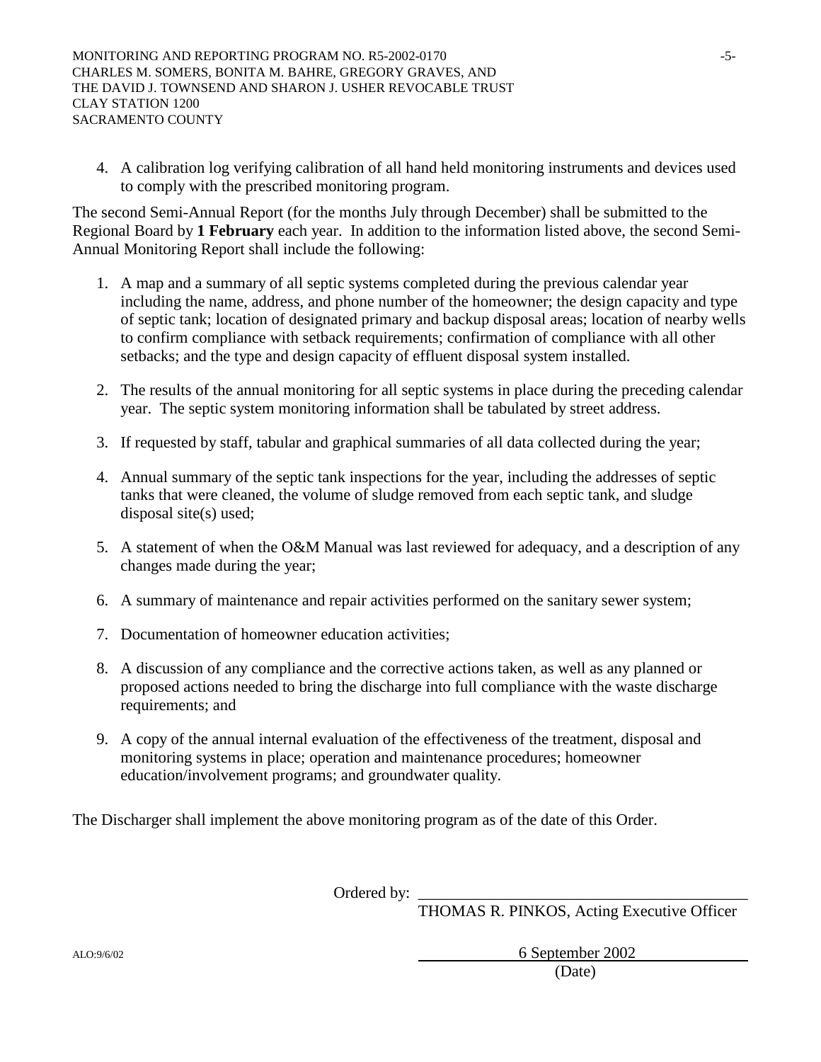4. A calibration log verifying calibration of all hand held monitoring instruments and devices used to comply with the prescribed monitoring program.

The second Semi-Annual Report (for the months July through December) shall be submitted to the Regional Board by **1 February** each year. In addition to the information listed above, the second Semi-Annual Monitoring Report shall include the following:

1. A map and a summary of all septic systems completed during the previous calendar year including the name, address, and phone number of the homeowner; the design capacity and type of septic tank; location of designated primary and backup disposal areas; location of nearby wells to confirm compliance with setback requirements; confirmation of compliance with all other setbacks; and the type and design capacity of effluent disposal system installed.

2. The results of the annual monitoring for all septic systems in place during the preceding calendar year. The septic system monitoring information shall be tabulated by street address.

3. If requested by staff, tabular and graphical summaries of all data collected during the year;

4. Annual summary of the septic tank inspections for the year, including the addresses of septic tanks that were cleaned, the volume of sludge removed from each septic tank, and sludge disposal site(s) used;

5. A statement of when the O&M Manual was last reviewed for adequacy, and a description of any changes made during the year;

6. A summary of maintenance and repair activities performed on the sanitary sewer system;

7. Documentation of homeowner education activities;

8. A discussion of any compliance and the corrective actions taken, as well as any planned or proposed actions needed to bring the discharge into full compliance with the waste discharge requirements; and

9. A copy of the annual internal evaluation of the effectiveness of the treatment, disposal and monitoring systems in place; operation and maintenance procedures; homeowner education/involvement programs; and groundwater quality.

The Discharger shall implement the above monitoring program as of the date of this Order.

Ordered by: \_\_\_\_\_\_\_\_\_\_\_\_\_\_\_\_\_\_\_\_\_\_\_\_\_\_\_\_\_\_\_\_\_\_\_\_\_\_\_\_
THOMAS R. PINKOS, Acting Executive Officer

ALO:9/6/02

6 September 2002
(Date)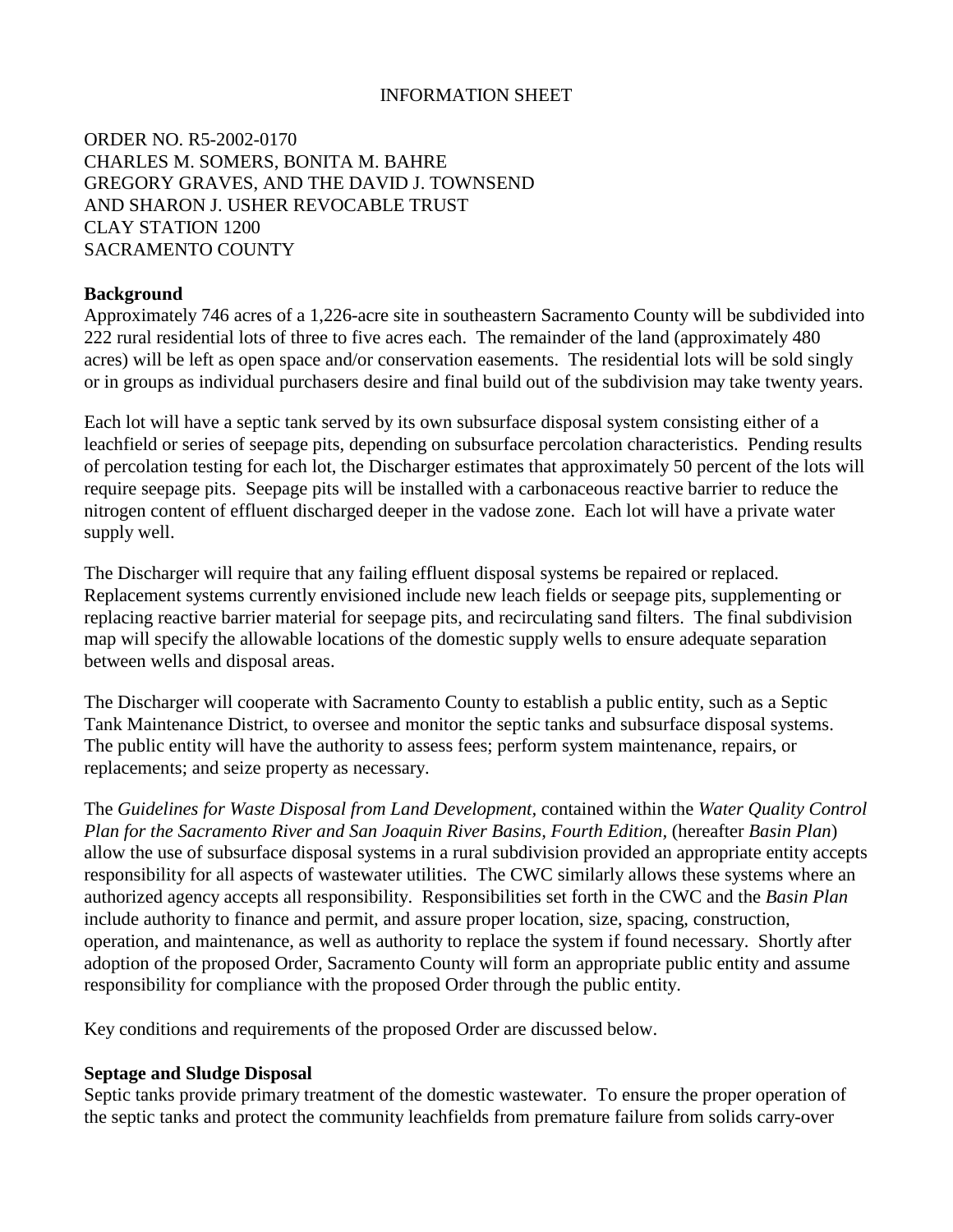INFORMATION SHEET

ORDER NO. R5-2002-0170
CHARLES M. SOMERS, BONITA M. BAHRE
GREGORY GRAVES, AND THE DAVID J. TOWNSEND
AND SHARON J. USHER REVOCABLE TRUST
CLAY STATION 1200
SACRAMENTO COUNTY

**Background**

Approximately 746 acres of a 1,226-acre site in southeastern Sacramento County will be subdivided into 222 rural residential lots of three to five acres each. The remainder of the land (approximately 480 acres) will be left as open space and/or conservation easements. The residential lots will be sold singly or in groups as individual purchasers desire and final build out of the subdivision may take twenty years.

Each lot will have a septic tank served by its own subsurface disposal system consisting either of a leachfield or series of seepage pits, depending on subsurface percolation characteristics. Pending results of percolation testing for each lot, the Discharger estimates that approximately 50 percent of the lots will require seepage pits. Seepage pits will be installed with a carbonaceous reactive barrier to reduce the nitrogen content of effluent discharged deeper in the vadose zone. Each lot will have a private water supply well.

The Discharger will require that any failing effluent disposal systems be repaired or replaced. Replacement systems currently envisioned include new leach fields or seepage pits, supplementing or replacing reactive barrier material for seepage pits, and recirculating sand filters. The final subdivision map will specify the allowable locations of the domestic supply wells to ensure adequate separation between wells and disposal areas.

The Discharger will cooperate with Sacramento County to establish a public entity, such as a Septic Tank Maintenance District, to oversee and monitor the septic tanks and subsurface disposal systems. The public entity will have the authority to assess fees; perform system maintenance, repairs, or replacements; and seize property as necessary.

The *Guidelines for Waste Disposal from Land Development*, contained within the *Water Quality Control Plan for the Sacramento River and San Joaquin River Basins, Fourth Edition,* (hereafter *Basin Plan*) allow the use of subsurface disposal systems in a rural subdivision provided an appropriate entity accepts responsibility for all aspects of wastewater utilities. The CWC similarly allows these systems where an authorized agency accepts all responsibility. Responsibilities set forth in the CWC and the *Basin Plan* include authority to finance and permit, and assure proper location, size, spacing, construction, operation, and maintenance, as well as authority to replace the system if found necessary. Shortly after adoption of the proposed Order, Sacramento County will form an appropriate public entity and assume responsibility for compliance with the proposed Order through the public entity.

Key conditions and requirements of the proposed Order are discussed below.

**Septage and Sludge Disposal**

Septic tanks provide primary treatment of the domestic wastewater. To ensure the proper operation of the septic tanks and protect the community leachfields from premature failure from solids carry-over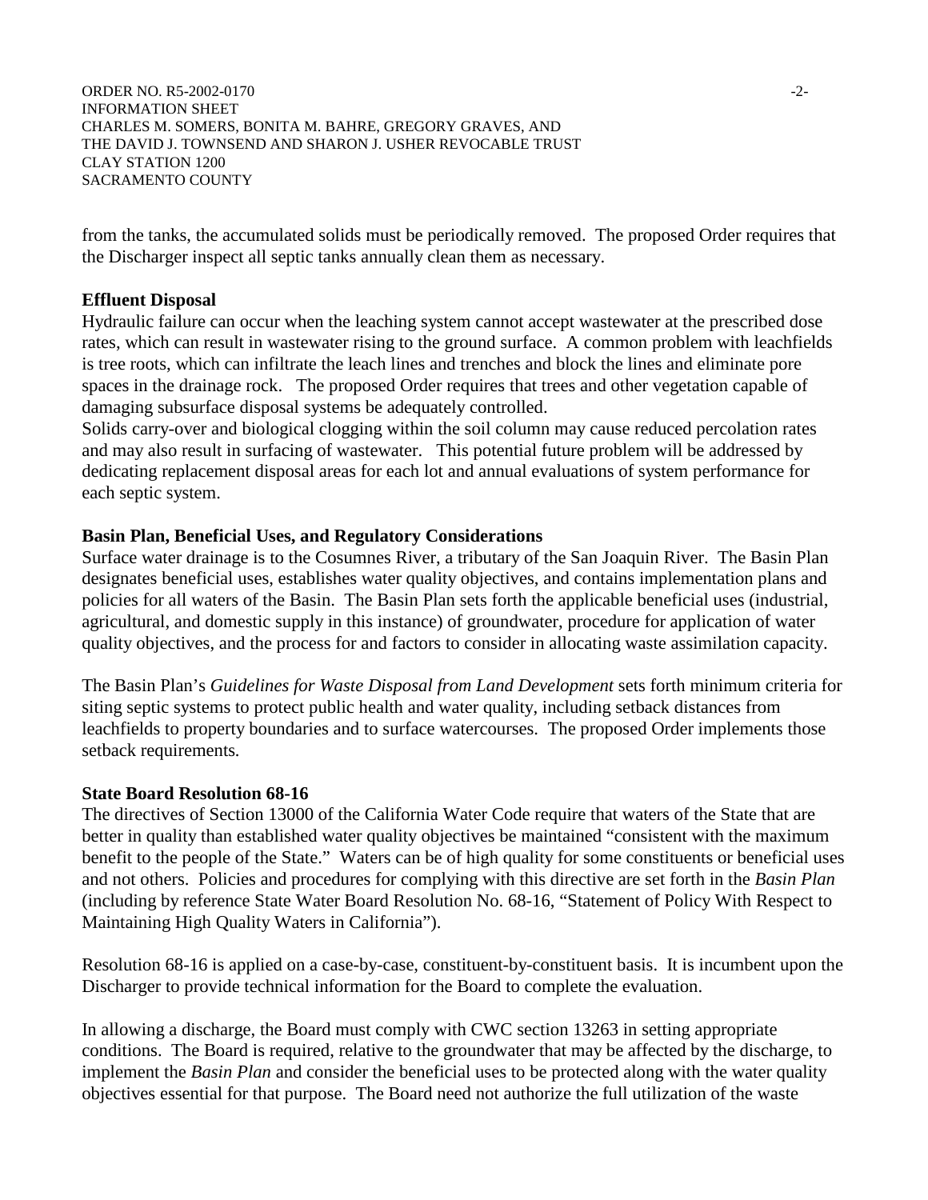from the tanks, the accumulated solids must be periodically removed. The proposed Order requires that the Discharger inspect all septic tanks annually clean them as necessary.

**Effluent Disposal**

Hydraulic failure can occur when the leaching system cannot accept wastewater at the prescribed dose rates, which can result in wastewater rising to the ground surface. A common problem with leachfields is tree roots, which can infiltrate the leach lines and trenches and block the lines and eliminate pore spaces in the drainage rock. The proposed Order requires that trees and other vegetation capable of damaging subsurface disposal systems be adequately controlled.

Solids carry-over and biological clogging within the soil column may cause reduced percolation rates and may also result in surfacing of wastewater. This potential future problem will be addressed by dedicating replacement disposal areas for each lot and annual evaluations of system performance for each septic system.

**Basin Plan, Beneficial Uses, and Regulatory Considerations**

Surface water drainage is to the Cosumnes River, a tributary of the San Joaquin River. The Basin Plan designates beneficial uses, establishes water quality objectives, and contains implementation plans and policies for all waters of the Basin. The Basin Plan sets forth the applicable beneficial uses (industrial, agricultural, and domestic supply in this instance) of groundwater, procedure for application of water quality objectives, and the process for and factors to consider in allocating waste assimilation capacity.

The Basin Plan's *Guidelines for Waste Disposal from Land Development* sets forth minimum criteria for siting septic systems to protect public health and water quality, including setback distances from leachfields to property boundaries and to surface watercourses. The proposed Order implements those setback requirements.

**State Board Resolution 68-16**

The directives of Section 13000 of the California Water Code require that waters of the State that are better in quality than established water quality objectives be maintained "consistent with the maximum benefit to the people of the State." Waters can be of high quality for some constituents or beneficial uses and not others. Policies and procedures for complying with this directive are set forth in the *Basin Plan* (including by reference State Water Board Resolution No. 68-16, "Statement of Policy With Respect to Maintaining High Quality Waters in California").

Resolution 68-16 is applied on a case-by-case, constituent-by-constituent basis. It is incumbent upon the Discharger to provide technical information for the Board to complete the evaluation.

In allowing a discharge, the Board must comply with CWC section 13263 in setting appropriate conditions. The Board is required, relative to the groundwater that may be affected by the discharge, to implement the *Basin Plan* and consider the beneficial uses to be protected along with the water quality objectives essential for that purpose. The Board need not authorize the full utilization of the waste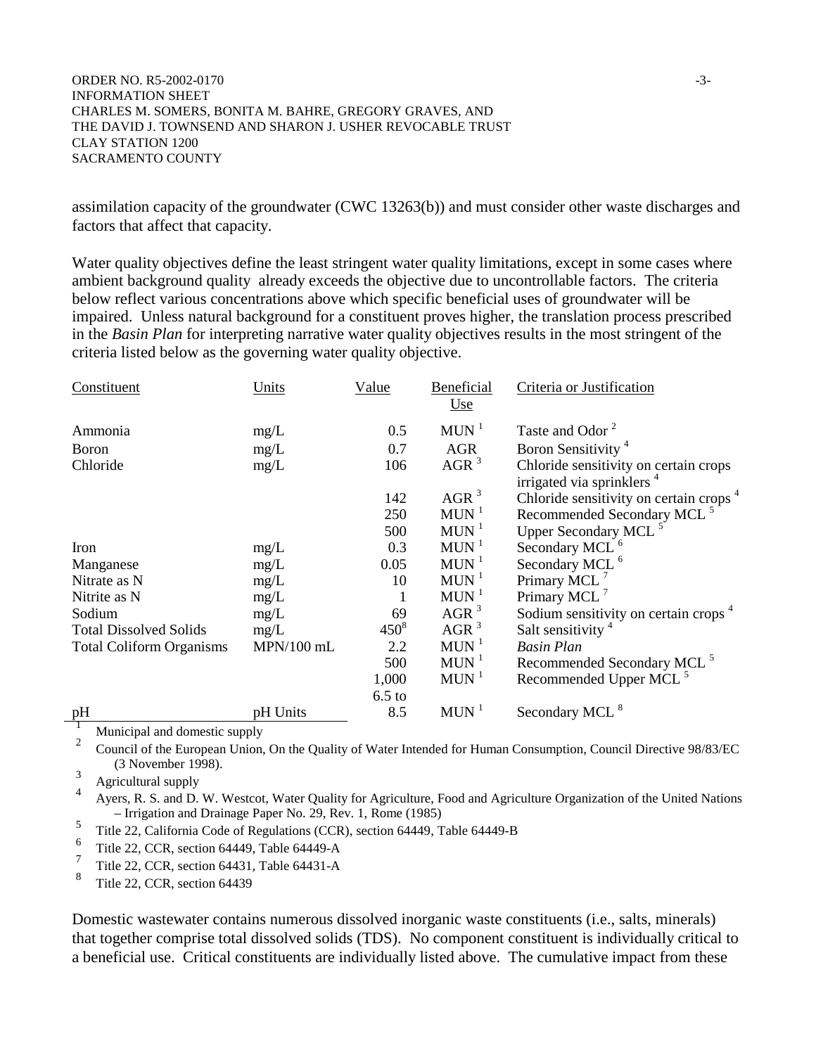assimilation capacity of the groundwater (CWC 13263(b)) and must consider other waste discharges and factors that affect that capacity.

Water quality objectives define the least stringent water quality limitations, except in some cases where ambient background quality already exceeds the objective due to uncontrollable factors. The criteria below reflect various concentrations above which specific beneficial uses of groundwater will be impaired. Unless natural background for a constituent proves higher, the translation process prescribed in the *Basin Plan* for interpreting narrative water quality objectives results in the most stringent of the criteria listed below as the governing water quality objective.

| Constituent | Units | Value | Beneficial Use | Criteria or Justification |
|---|---|---|---|---|
| Ammonia | mg/L | 0.5 | MUN [1] | Taste and Odor [2] |
| Boron | mg/L | 0.7 | AGR | Boron Sensitivity [4] |
| Chloride | mg/L | 106 | AGR [3] | Chloride sensitivity on certain crops irrigated via sprinklers [4] |
| | | 142 | AGR [3] | Chloride sensitivity on certain crops [4] |
| | | 250 | MUN [1] | Recommended Secondary MCL [5] |
| | | 500 | MUN [1] | Upper Secondary MCL [5] |
| Iron | mg/L | 0.3 | MUN [1] | Secondary MCL [6] |
| Manganese | mg/L | 0.05 | MUN [1] | Secondary MCL [6] |
| Nitrate as N | mg/L | 10 | MUN [1] | Primary MCL [7] |
| Nitrite as N | mg/L | 1 | MUN [1] | Primary MCL [7] |
| Sodium | mg/L | 69 | AGR [3] | Sodium sensitivity on certain crops [4] |
| Total Dissolved Solids | mg/L | 450[8] | AGR [3] | Salt sensitivity [4] |
| Total Coliform Organisms | MPN/100 mL | 2.2 | MUN [1] | *Basin Plan* |
| | | 500 | MUN [1] | Recommended Secondary MCL [5] |
| | | 1,000 | MUN [1] | Recommended Upper MCL [5] |
| pH | pH Units | 6.5 to 8.5 | MUN [1] | Secondary MCL [8] |

[1] Municipal and domestic supply

[2] Council of the European Union, On the Quality of Water Intended for Human Consumption, Council Directive 98/83/EC (3 November 1998).

[3] Agricultural supply

[4] Ayers, R. S. and D. W. Westcot, Water Quality for Agriculture, Food and Agriculture Organization of the United Nations – Irrigation and Drainage Paper No. 29, Rev. 1, Rome (1985)

[5] Title 22, California Code of Regulations (CCR), section 64449, Table 64449-B

[6] Title 22, CCR, section 64449, Table 64449-A

[7] Title 22, CCR, section 64431, Table 64431-A

[8] Title 22, CCR, section 64439

Domestic wastewater contains numerous dissolved inorganic waste constituents (i.e., salts, minerals) that together comprise total dissolved solids (TDS). No component constituent is individually critical to a beneficial use. Critical constituents are individually listed above. The cumulative impact from these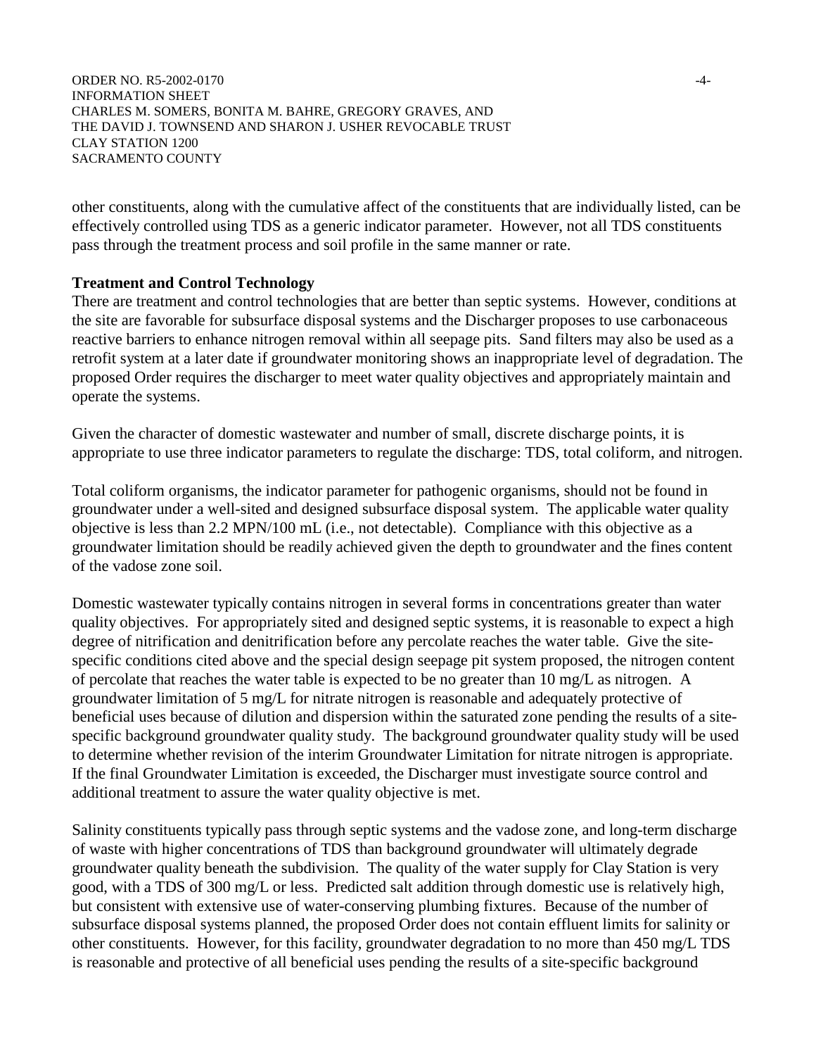other constituents, along with the cumulative affect of the constituents that are individually listed, can be effectively controlled using TDS as a generic indicator parameter. However, not all TDS constituents pass through the treatment process and soil profile in the same manner or rate.

**Treatment and Control Technology**

There are treatment and control technologies that are better than septic systems. However, conditions at the site are favorable for subsurface disposal systems and the Discharger proposes to use carbonaceous reactive barriers to enhance nitrogen removal within all seepage pits. Sand filters may also be used as a retrofit system at a later date if groundwater monitoring shows an inappropriate level of degradation. The proposed Order requires the discharger to meet water quality objectives and appropriately maintain and operate the systems.

Given the character of domestic wastewater and number of small, discrete discharge points, it is appropriate to use three indicator parameters to regulate the discharge: TDS, total coliform, and nitrogen.

Total coliform organisms, the indicator parameter for pathogenic organisms, should not be found in groundwater under a well-sited and designed subsurface disposal system. The applicable water quality objective is less than 2.2 MPN/100 mL (i.e., not detectable). Compliance with this objective as a groundwater limitation should be readily achieved given the depth to groundwater and the fines content of the vadose zone soil.

Domestic wastewater typically contains nitrogen in several forms in concentrations greater than water quality objectives. For appropriately sited and designed septic systems, it is reasonable to expect a high degree of nitrification and denitrification before any percolate reaches the water table. Give the site-specific conditions cited above and the special design seepage pit system proposed, the nitrogen content of percolate that reaches the water table is expected to be no greater than 10 mg/L as nitrogen. A groundwater limitation of 5 mg/L for nitrate nitrogen is reasonable and adequately protective of beneficial uses because of dilution and dispersion within the saturated zone pending the results of a site-specific background groundwater quality study. The background groundwater quality study will be used to determine whether revision of the interim Groundwater Limitation for nitrate nitrogen is appropriate. If the final Groundwater Limitation is exceeded, the Discharger must investigate source control and additional treatment to assure the water quality objective is met.

Salinity constituents typically pass through septic systems and the vadose zone, and long-term discharge of waste with higher concentrations of TDS than background groundwater will ultimately degrade groundwater quality beneath the subdivision. The quality of the water supply for Clay Station is very good, with a TDS of 300 mg/L or less. Predicted salt addition through domestic use is relatively high, but consistent with extensive use of water-conserving plumbing fixtures. Because of the number of subsurface disposal systems planned, the proposed Order does not contain effluent limits for salinity or other constituents. However, for this facility, groundwater degradation to no more than 450 mg/L TDS is reasonable and protective of all beneficial uses pending the results of a site-specific background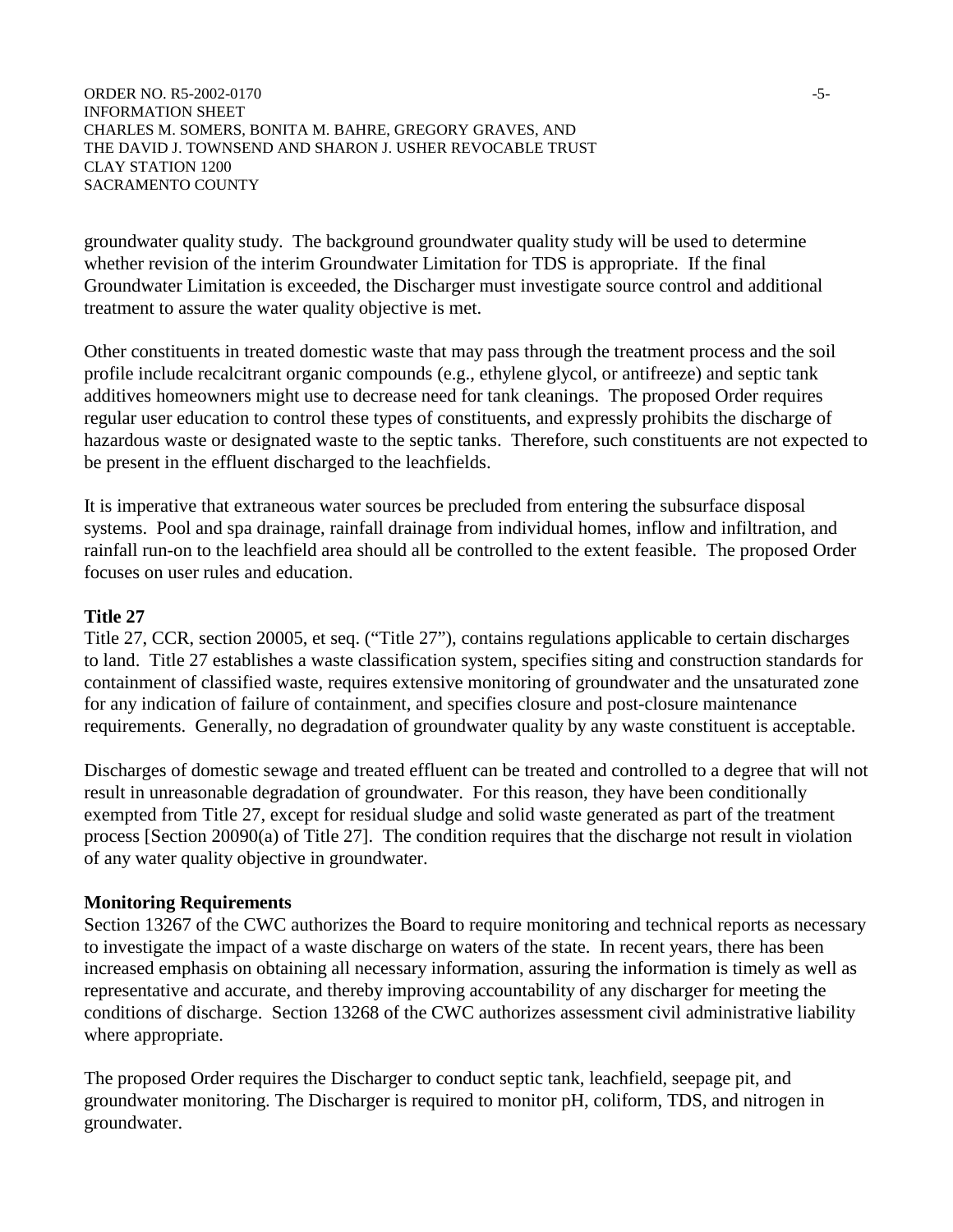groundwater quality study. The background groundwater quality study will be used to determine whether revision of the interim Groundwater Limitation for TDS is appropriate. If the final Groundwater Limitation is exceeded, the Discharger must investigate source control and additional treatment to assure the water quality objective is met.

Other constituents in treated domestic waste that may pass through the treatment process and the soil profile include recalcitrant organic compounds (e.g., ethylene glycol, or antifreeze) and septic tank additives homeowners might use to decrease need for tank cleanings. The proposed Order requires regular user education to control these types of constituents, and expressly prohibits the discharge of hazardous waste or designated waste to the septic tanks. Therefore, such constituents are not expected to be present in the effluent discharged to the leachfields.

It is imperative that extraneous water sources be precluded from entering the subsurface disposal systems. Pool and spa drainage, rainfall drainage from individual homes, inflow and infiltration, and rainfall run-on to the leachfield area should all be controlled to the extent feasible. The proposed Order focuses on user rules and education.

**Title 27**

Title 27, CCR, section 20005, et seq. ("Title 27"), contains regulations applicable to certain discharges to land. Title 27 establishes a waste classification system, specifies siting and construction standards for containment of classified waste, requires extensive monitoring of groundwater and the unsaturated zone for any indication of failure of containment, and specifies closure and post-closure maintenance requirements. Generally, no degradation of groundwater quality by any waste constituent is acceptable.

Discharges of domestic sewage and treated effluent can be treated and controlled to a degree that will not result in unreasonable degradation of groundwater. For this reason, they have been conditionally exempted from Title 27, except for residual sludge and solid waste generated as part of the treatment process [Section 20090(a) of Title 27]. The condition requires that the discharge not result in violation of any water quality objective in groundwater.

**Monitoring Requirements**

Section 13267 of the CWC authorizes the Board to require monitoring and technical reports as necessary to investigate the impact of a waste discharge on waters of the state. In recent years, there has been increased emphasis on obtaining all necessary information, assuring the information is timely as well as representative and accurate, and thereby improving accountability of any discharger for meeting the conditions of discharge. Section 13268 of the CWC authorizes assessment civil administrative liability where appropriate.

The proposed Order requires the Discharger to conduct septic tank, leachfield, seepage pit, and groundwater monitoring. The Discharger is required to monitor pH, coliform, TDS, and nitrogen in groundwater.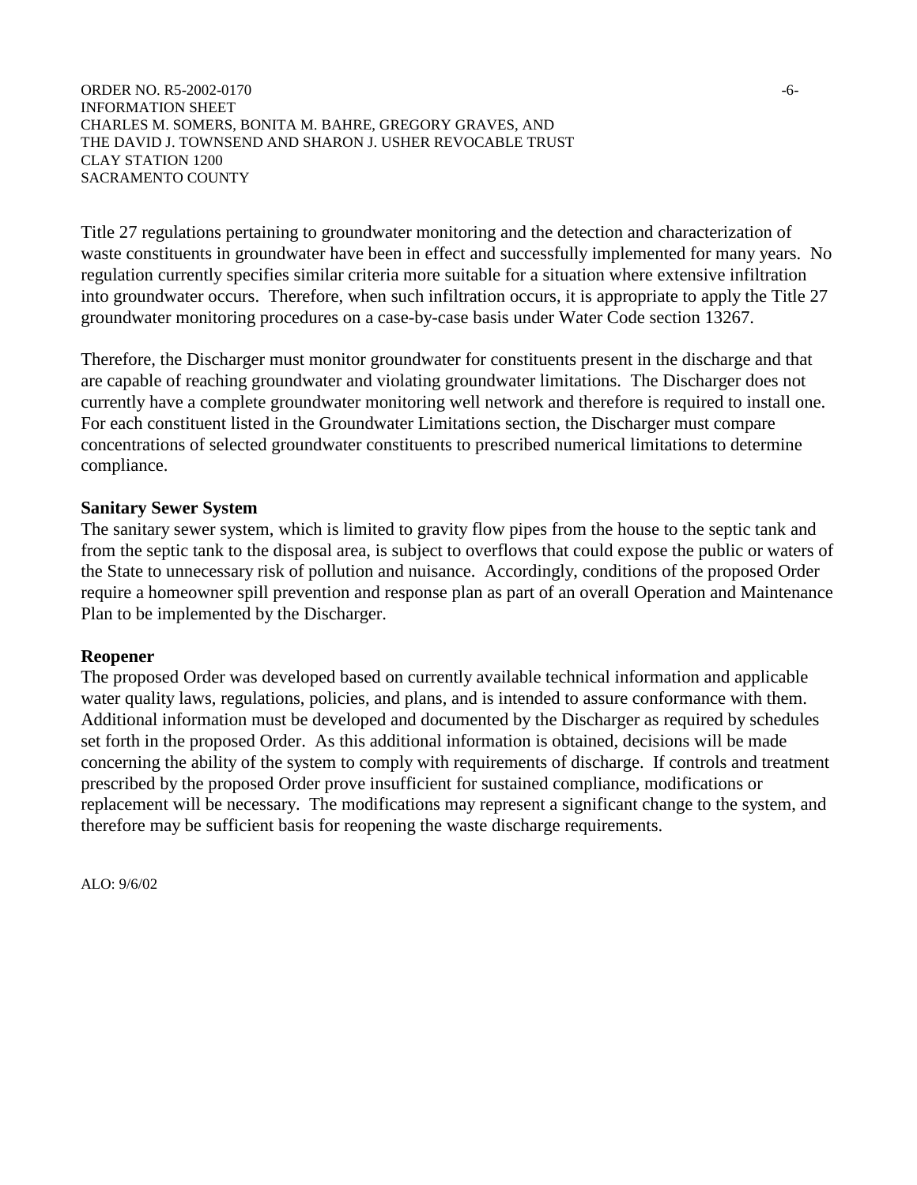Title 27 regulations pertaining to groundwater monitoring and the detection and characterization of waste constituents in groundwater have been in effect and successfully implemented for many years. No regulation currently specifies similar criteria more suitable for a situation where extensive infiltration into groundwater occurs. Therefore, when such infiltration occurs, it is appropriate to apply the Title 27 groundwater monitoring procedures on a case-by-case basis under Water Code section 13267.

Therefore, the Discharger must monitor groundwater for constituents present in the discharge and that are capable of reaching groundwater and violating groundwater limitations. The Discharger does not currently have a complete groundwater monitoring well network and therefore is required to install one. For each constituent listed in the Groundwater Limitations section, the Discharger must compare concentrations of selected groundwater constituents to prescribed numerical limitations to determine compliance.

**Sanitary Sewer System**

The sanitary sewer system, which is limited to gravity flow pipes from the house to the septic tank and from the septic tank to the disposal area, is subject to overflows that could expose the public or waters of the State to unnecessary risk of pollution and nuisance. Accordingly, conditions of the proposed Order require a homeowner spill prevention and response plan as part of an overall Operation and Maintenance Plan to be implemented by the Discharger.

**Reopener**

The proposed Order was developed based on currently available technical information and applicable water quality laws, regulations, policies, and plans, and is intended to assure conformance with them. Additional information must be developed and documented by the Discharger as required by schedules set forth in the proposed Order. As this additional information is obtained, decisions will be made concerning the ability of the system to comply with requirements of discharge. If controls and treatment prescribed by the proposed Order prove insufficient for sustained compliance, modifications or replacement will be necessary. The modifications may represent a significant change to the system, and therefore may be sufficient basis for reopening the waste discharge requirements.

ALO: 9/6/02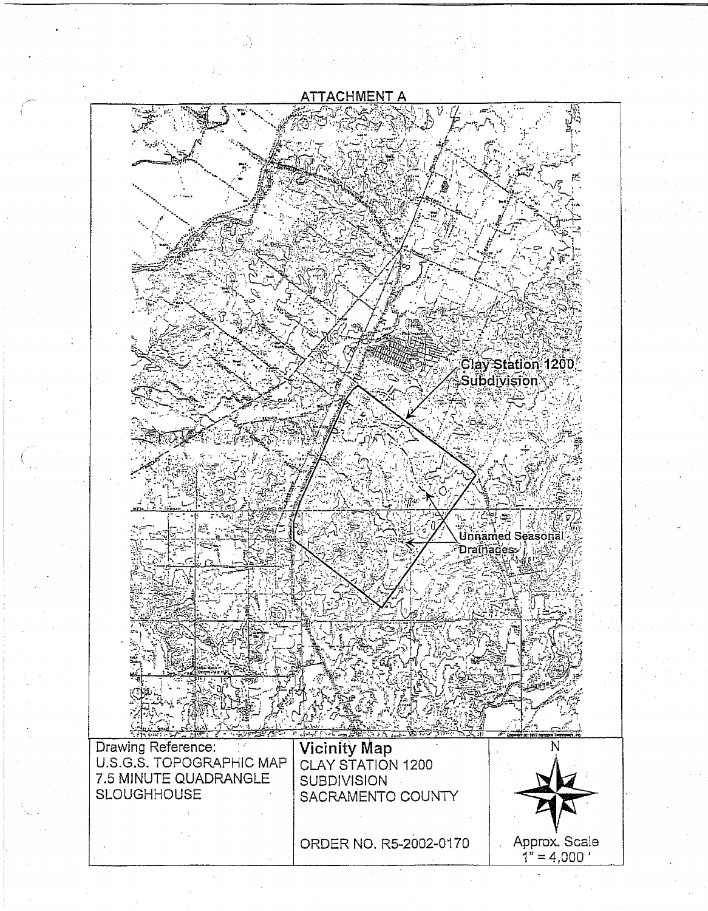## ATTACHMENT A

Clay Station 1200 Subdivision

Unnamed Seasonal Drainages

| Drawing Reference: U.S.G.S. TOPOGRAPHIC MAP 7.5 MINUTE QUADRANGLE SLOUGHHOUSE | **Vicinity Map** CLAY STATION 1200 SUBDIVISION SACRAMENTO COUNTY ORDER NO. R5-2002-0170 | N Approx. Scale 1" = 4,000 ' |
| --- | --- | --- |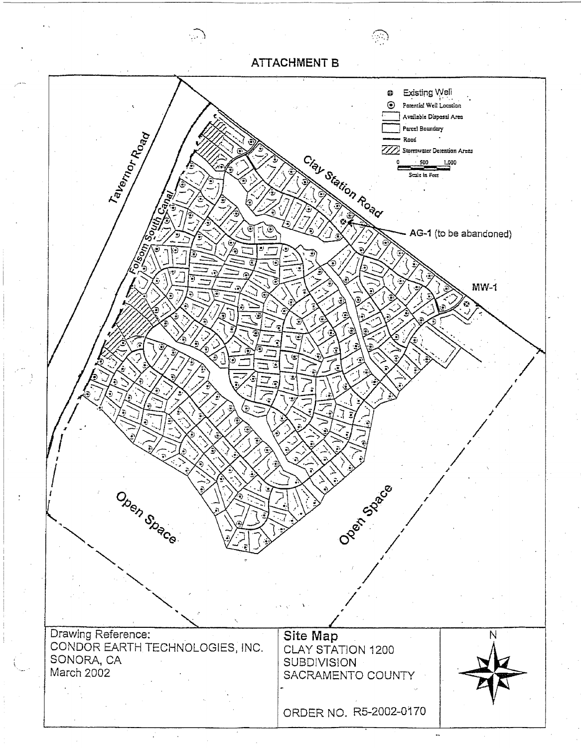# ATTACHMENT B

Existing Well
Potential Well Location
Available Disposal Area
Parcel Boundary
Road
Stormwater Detention Areas

0 500 1,000
Scale in Feet

Tavernor Road

Folsom South Canal

Clay Station Road

AG-1 (to be abandoned)

MW-1

Open Space

Open Space

N

| Drawing Reference: CONDOR EARTH TECHNOLOGIES, INC. SONORA, CA March 2002 | Site Map CLAY STATION 1200 SUBDIVISION SACRAMENTO COUNTY ORDER NO. R5-2002-0170 |
|---|---|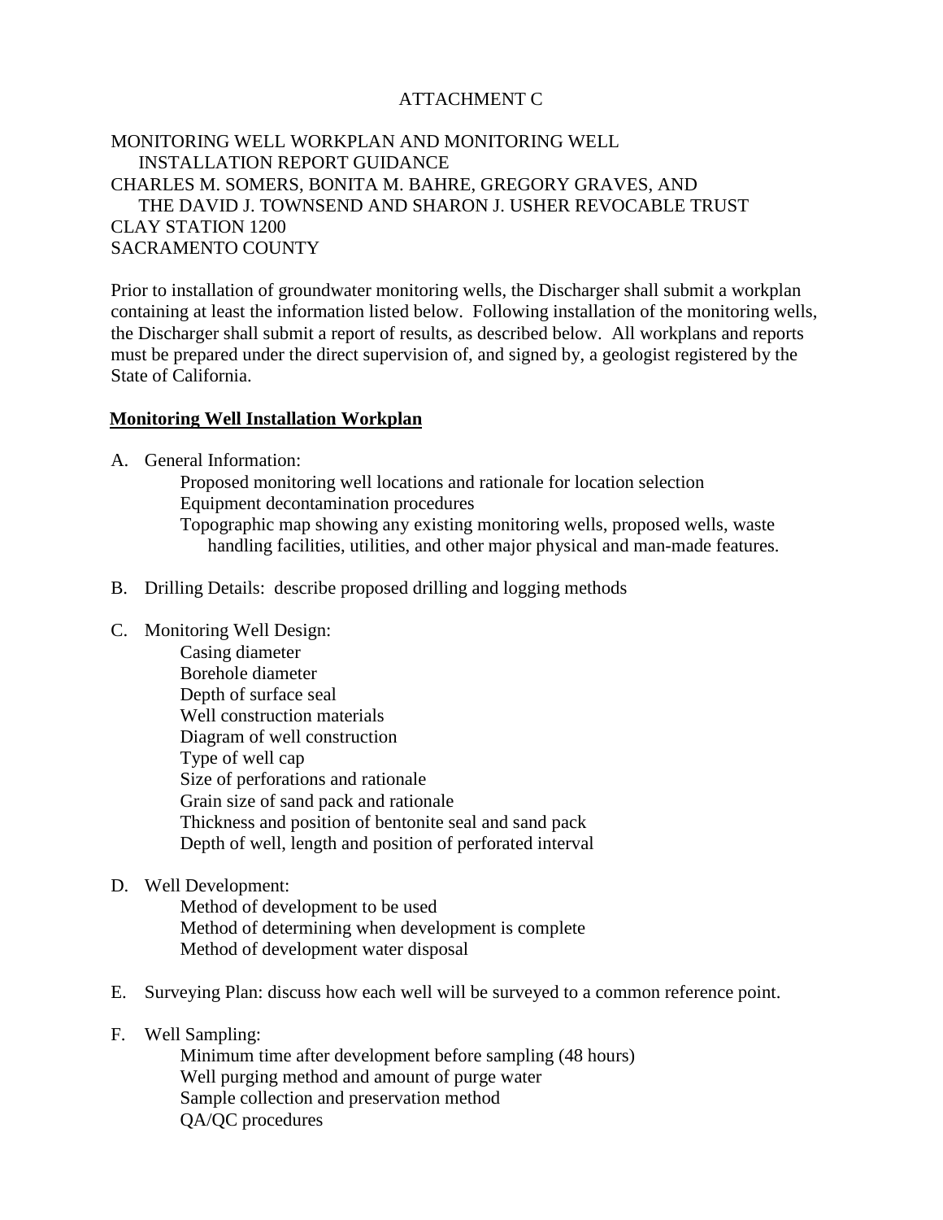ATTACHMENT C

MONITORING WELL WORKPLAN AND MONITORING WELL INSTALLATION REPORT GUIDANCE
CHARLES M. SOMERS, BONITA M. BAHRE, GREGORY GRAVES, AND THE DAVID J. TOWNSEND AND SHARON J. USHER REVOCABLE TRUST
CLAY STATION 1200
SACRAMENTO COUNTY

Prior to installation of groundwater monitoring wells, the Discharger shall submit a workplan containing at least the information listed below. Following installation of the monitoring wells, the Discharger shall submit a report of results, as described below. All workplans and reports must be prepared under the direct supervision of, and signed by, a geologist registered by the State of California.

## Monitoring Well Installation Workplan

A. General Information:
   - Proposed monitoring well locations and rationale for location selection
   - Equipment decontamination procedures
   - Topographic map showing any existing monitoring wells, proposed wells, waste handling facilities, utilities, and other major physical and man-made features.

B. Drilling Details: describe proposed drilling and logging methods

C. Monitoring Well Design:
   - Casing diameter
   - Borehole diameter
   - Depth of surface seal
   - Well construction materials
   - Diagram of well construction
   - Type of well cap
   - Size of perforations and rationale
   - Grain size of sand pack and rationale
   - Thickness and position of bentonite seal and sand pack
   - Depth of well, length and position of perforated interval

D. Well Development:
   - Method of development to be used
   - Method of determining when development is complete
   - Method of development water disposal

E. Surveying Plan: discuss how each well will be surveyed to a common reference point.

F. Well Sampling:
   - Minimum time after development before sampling (48 hours)
   - Well purging method and amount of purge water
   - Sample collection and preservation method
   - QA/QC procedures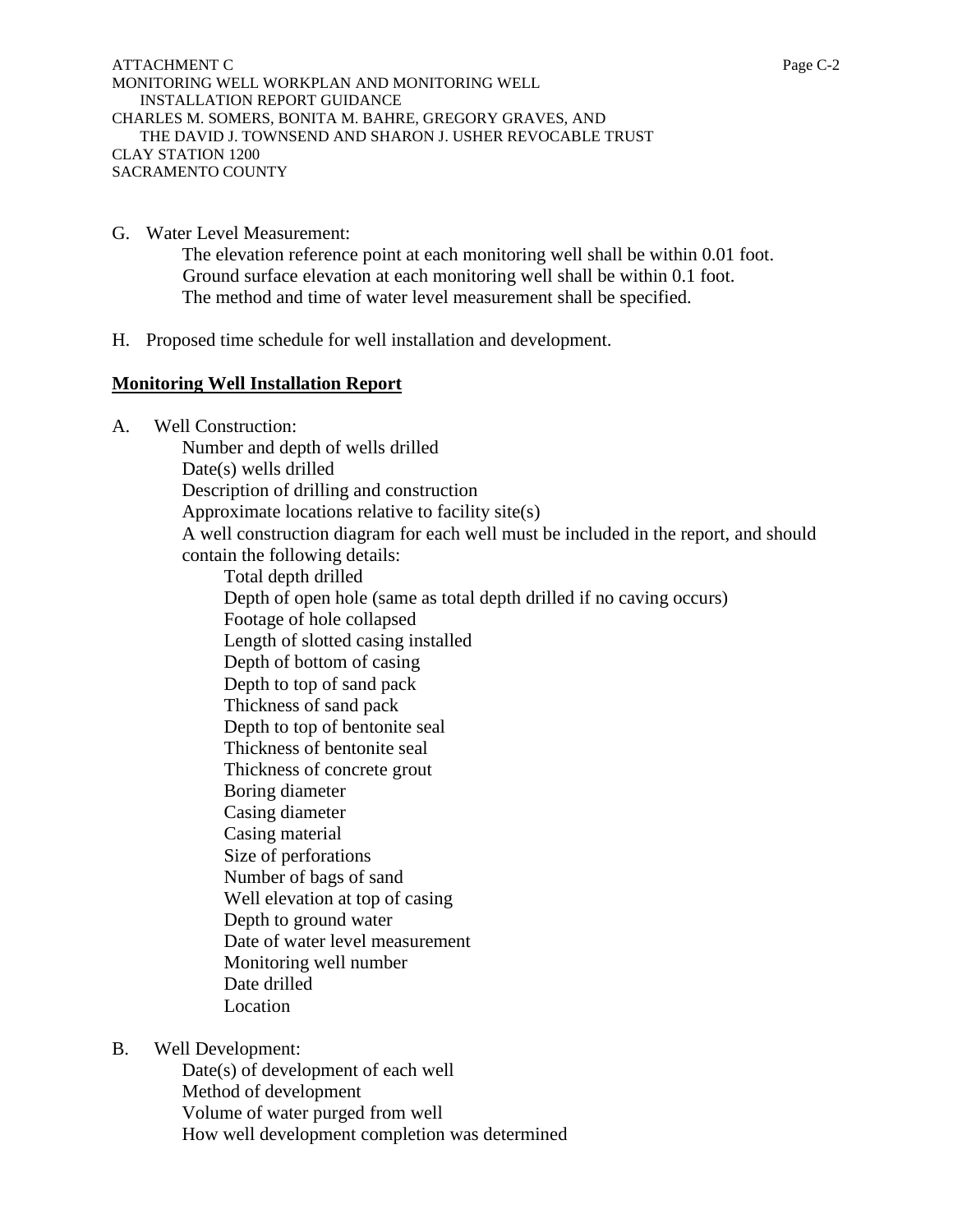G. Water Level Measurement:

    The elevation reference point at each monitoring well shall be within 0.01 foot.
    Ground surface elevation at each monitoring well shall be within 0.1 foot.
    The method and time of water level measurement shall be specified.

H. Proposed time schedule for well installation and development.

**Monitoring Well Installation Report**

A. Well Construction:
   - Number and depth of wells drilled
   - Date(s) wells drilled
   - Description of drilling and construction
   - Approximate locations relative to facility site(s)
   - A well construction diagram for each well must be included in the report, and should contain the following details:
     - Total depth drilled
     - Depth of open hole (same as total depth drilled if no caving occurs)
     - Footage of hole collapsed
     - Length of slotted casing installed
     - Depth of bottom of casing
     - Depth to top of sand pack
     - Thickness of sand pack
     - Depth to top of bentonite seal
     - Thickness of bentonite seal
     - Thickness of concrete grout
     - Boring diameter
     - Casing diameter
     - Casing material
     - Size of perforations
     - Number of bags of sand
     - Well elevation at top of casing
     - Depth to ground water
     - Date of water level measurement
     - Monitoring well number
     - Date drilled
     - Location

B. Well Development:
   - Date(s) of development of each well
   - Method of development
   - Volume of water purged from well
   - How well development completion was determined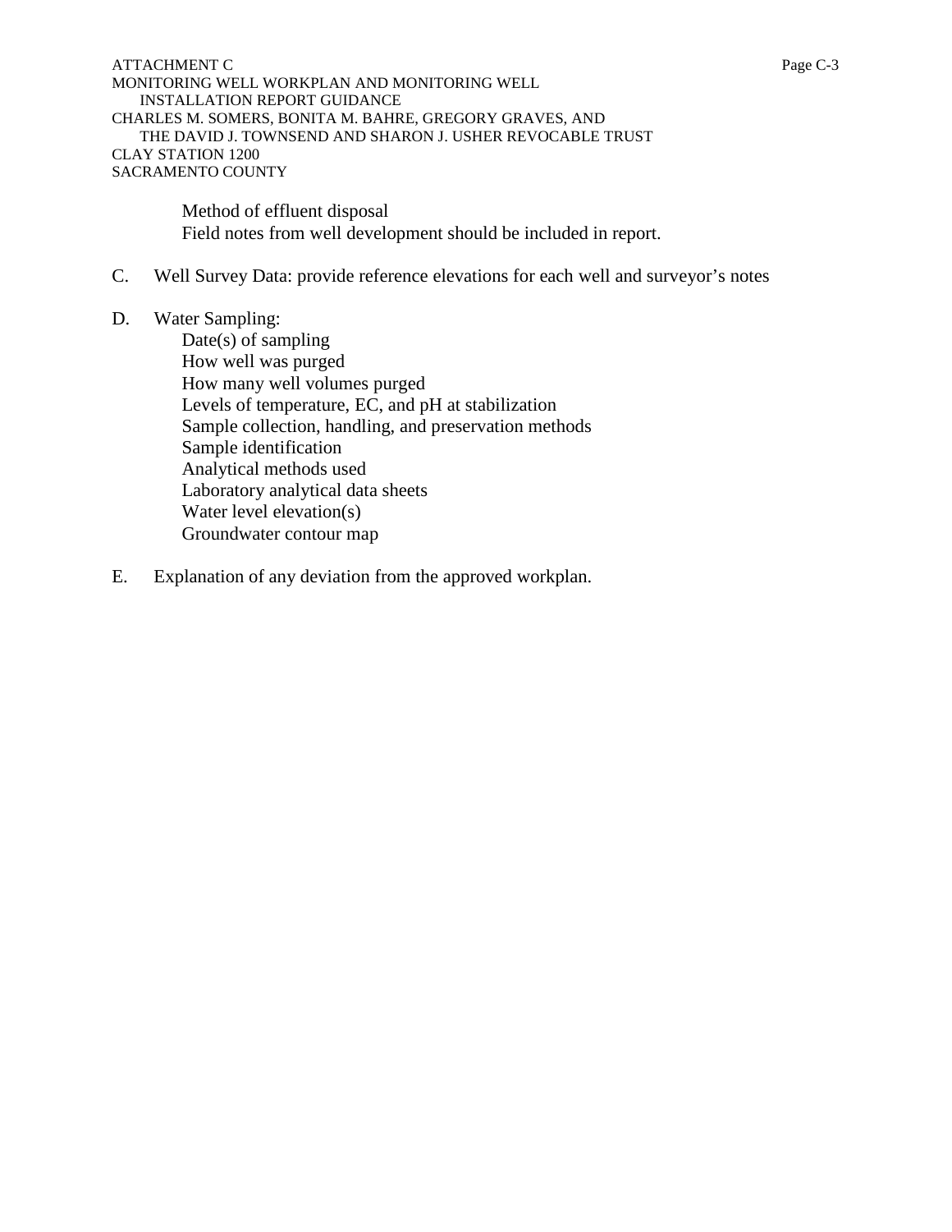Method of effluent disposal
Field notes from well development should be included in report.

C. Well Survey Data: provide reference elevations for each well and surveyor's notes

D. Water Sampling:
   Date(s) of sampling
   How well was purged
   How many well volumes purged
   Levels of temperature, EC, and pH at stabilization
   Sample collection, handling, and preservation methods
   Sample identification
   Analytical methods used
   Laboratory analytical data sheets
   Water level elevation(s)
   Groundwater contour map

E. Explanation of any deviation from the approved workplan.